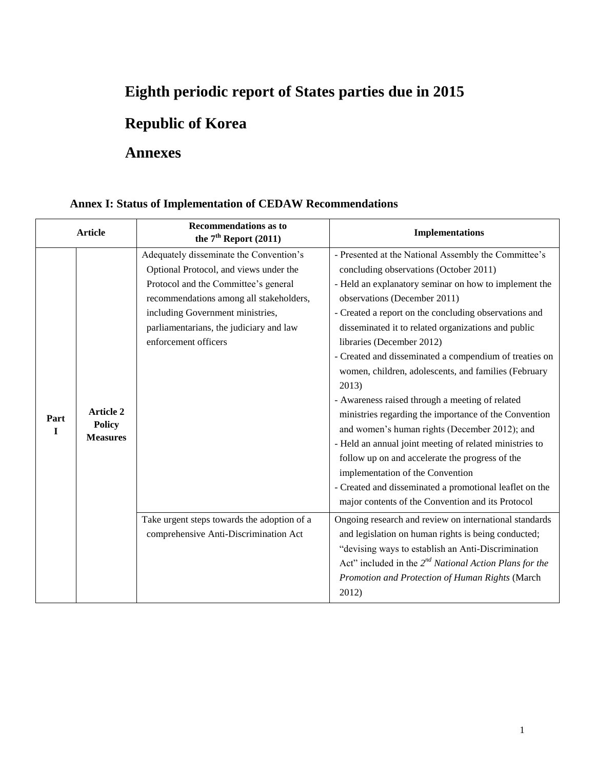# Eighth periodic report of States parties due in 2015

# Republic of Korea

# Annexes

## Annex I: Status of Implementation of CEDAW Recommendations

| Article | | Recommendations as to the 7th Report (2011) | Implementations |
|---|---|---|---|
| Part I | Article 2 Policy Measures | Adequately disseminate the Convention's Optional Protocol, and views under the Protocol and the Committee's general recommendations among all stakeholders, including Government ministries, parliamentarians, the judiciary and law enforcement officers | - Presented at the National Assembly the Committee's concluding observations (October 2011)<br>- Held an explanatory seminar on how to implement the observations (December 2011)<br>- Created a report on the concluding observations and disseminated it to related organizations and public libraries (December 2012)<br>- Created and disseminated a compendium of treaties on women, children, adolescents, and families (February 2013)<br>- Awareness raised through a meeting of related ministries regarding the importance of the Convention and women's human rights (December 2012); and<br>- Held an annual joint meeting of related ministries to follow up on and accelerate the progress of the implementation of the Convention<br>- Created and disseminated a promotional leaflet on the major contents of the Convention and its Protocol |
| | | Take urgent steps towards the adoption of a comprehensive Anti-Discrimination Act | Ongoing research and review on international standards and legislation on human rights is being conducted; "devising ways to establish an Anti-Discrimination Act" included in the *2nd National Action Plans for the Promotion and Protection of Human Rights* (March 2012) |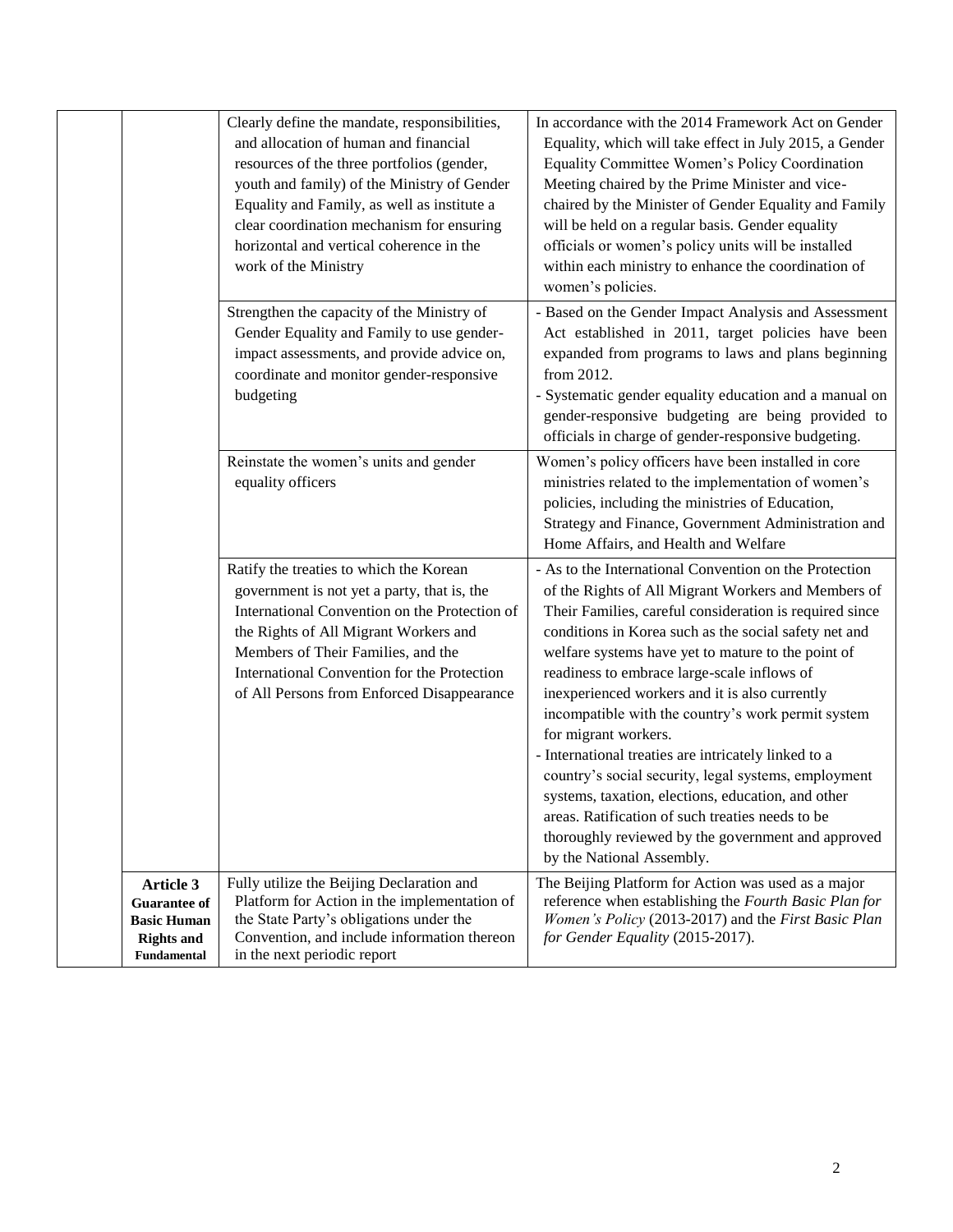| | | | |
|---|---|---|---|
| | | Clearly define the mandate, responsibilities, and allocation of human and financial resources of the three portfolios (gender, youth and family) of the Ministry of Gender Equality and Family, as well as institute a clear coordination mechanism for ensuring horizontal and vertical coherence in the work of the Ministry | In accordance with the 2014 Framework Act on Gender Equality, which will take effect in July 2015, a Gender Equality Committee Women's Policy Coordination Meeting chaired by the Prime Minister and vice-chaired by the Minister of Gender Equality and Family will be held on a regular basis. Gender equality officials or women's policy units will be installed within each ministry to enhance the coordination of women's policies. |
| | | Strengthen the capacity of the Ministry of Gender Equality and Family to use gender-impact assessments, and provide advice on, coordinate and monitor gender-responsive budgeting | - Based on the Gender Impact Analysis and Assessment Act established in 2011, target policies have been expanded from programs to laws and plans beginning from 2012.<br>- Systematic gender equality education and a manual on gender-responsive budgeting are being provided to officials in charge of gender-responsive budgeting. |
| | | Reinstate the women's units and gender equality officers | Women's policy officers have been installed in core ministries related to the implementation of women's policies, including the ministries of Education, Strategy and Finance, Government Administration and Home Affairs, and Health and Welfare |
| | | Ratify the treaties to which the Korean government is not yet a party, that is, the International Convention on the Protection of the Rights of All Migrant Workers and Members of Their Families, and the International Convention for the Protection of All Persons from Enforced Disappearance | - As to the International Convention on the Protection of the Rights of All Migrant Workers and Members of Their Families, careful consideration is required since conditions in Korea such as the social safety net and welfare systems have yet to mature to the point of readiness to embrace large-scale inflows of inexperienced workers and it is also currently incompatible with the country's work permit system for migrant workers.<br>- International treaties are intricately linked to a country's social security, legal systems, employment systems, taxation, elections, education, and other areas. Ratification of such treaties needs to be thoroughly reviewed by the government and approved by the National Assembly. |
| | **Article 3 Guarantee of Basic Human Rights and Fundamental** | Fully utilize the Beijing Declaration and Platform for Action in the implementation of the State Party's obligations under the Convention, and include information thereon in the next periodic report | The Beijing Platform for Action was used as a major reference when establishing the *Fourth Basic Plan for Women's Policy* (2013-2017) and the *First Basic Plan for Gender Equality* (2015-2017). |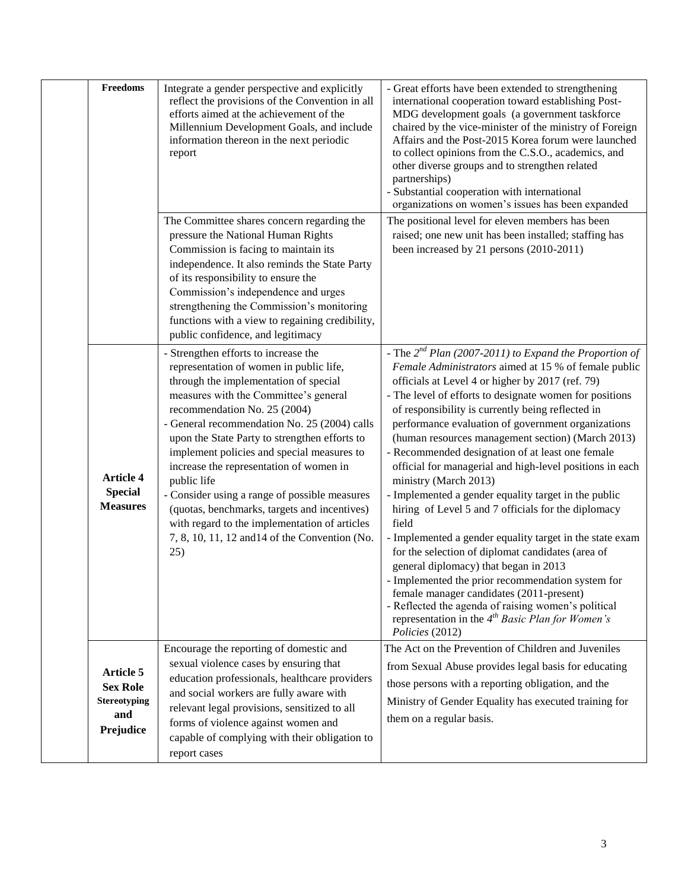| | | | |
|---|---|---|---|
| | **Freedoms** | Integrate a gender perspective and explicitly reflect the provisions of the Convention in all efforts aimed at the achievement of the Millennium Development Goals, and include information thereon in the next periodic report | - Great efforts have been extended to strengthening international cooperation toward establishing Post-MDG development goals (a government taskforce chaired by the vice-minister of the ministry of Foreign Affairs and the Post-2015 Korea forum were launched to collect opinions from the C.S.O., academics, and other diverse groups and to strengthen related partnerships)<br>- Substantial cooperation with international organizations on women's issues has been expanded |
| | | The Committee shares concern regarding the pressure the National Human Rights Commission is facing to maintain its independence. It also reminds the State Party of its responsibility to ensure the Commission's independence and urges strengthening the Commission's monitoring functions with a view to regaining credibility, public confidence, and legitimacy | The positional level for eleven members has been raised; one new unit has been installed; staffing has been increased by 21 persons (2010-2011) |
| | **Article 4 Special Measures** | - Strengthen efforts to increase the representation of women in public life, through the implementation of special measures with the Committee's general recommendation No. 25 (2004)<br>- General recommendation No. 25 (2004) calls upon the State Party to strengthen efforts to implement policies and special measures to increase the representation of women in public life<br>- Consider using a range of possible measures (quotas, benchmarks, targets and incentives) with regard to the implementation of articles 7, 8, 10, 11, 12 and14 of the Convention (No. 25) | - The 2nd *Plan (2007-2011) to Expand the Proportion of Female Administrators* aimed at 15 % of female public officials at Level 4 or higher by 2017 (ref. 79)<br>- The level of efforts to designate women for positions of responsibility is currently being reflected in performance evaluation of government organizations (human resources management section) (March 2013)<br>- Recommended designation of at least one female official for managerial and high-level positions in each ministry (March 2013)<br>- Implemented a gender equality target in the public hiring of Level 5 and 7 officials for the diplomacy field<br>- Implemented a gender equality target in the state exam for the selection of diplomat candidates (area of general diplomacy) that began in 2013<br>- Implemented the prior recommendation system for female manager candidates (2011-present)<br>- Reflected the agenda of raising women's political representation in the 4th *Basic Plan for Women's Policies* (2012) |
| | **Article 5 Sex Role Stereotyping and Prejudice** | Encourage the reporting of domestic and sexual violence cases by ensuring that education professionals, healthcare providers and social workers are fully aware with relevant legal provisions, sensitized to all forms of violence against women and capable of complying with their obligation to report cases | The Act on the Prevention of Children and Juveniles from Sexual Abuse provides legal basis for educating those persons with a reporting obligation, and the Ministry of Gender Equality has executed training for them on a regular basis. |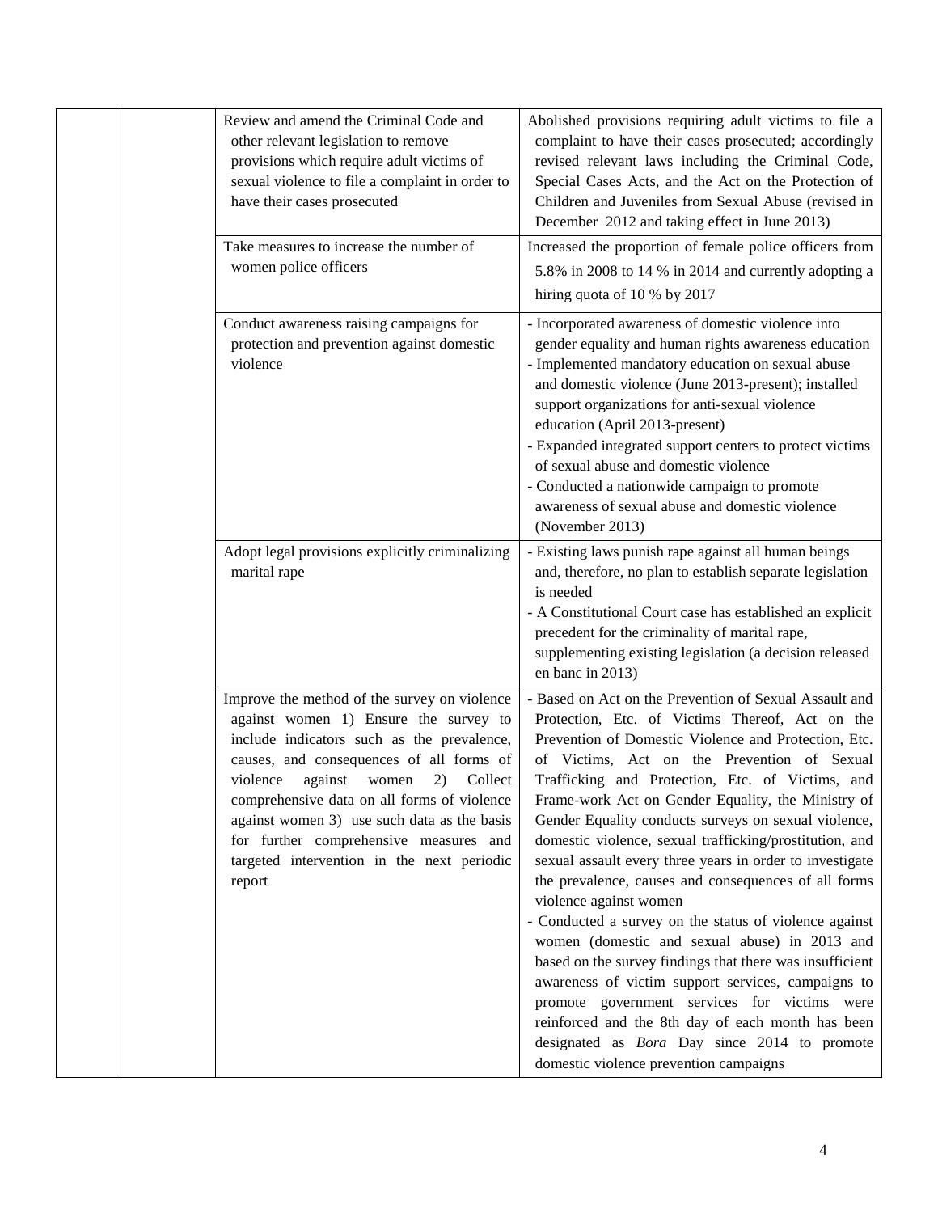| | | | |
|---|---|---|---|
| | | Review and amend the Criminal Code and other relevant legislation to remove provisions which require adult victims of sexual violence to file a complaint in order to have their cases prosecuted | Abolished provisions requiring adult victims to file a complaint to have their cases prosecuted; accordingly revised relevant laws including the Criminal Code, Special Cases Acts, and the Act on the Protection of Children and Juveniles from Sexual Abuse (revised in December 2012 and taking effect in June 2013) |
| | | Take measures to increase the number of women police officers | Increased the proportion of female police officers from 5.8% in 2008 to 14 % in 2014 and currently adopting a hiring quota of 10 % by 2017 |
| | | Conduct awareness raising campaigns for protection and prevention against domestic violence | - Incorporated awareness of domestic violence into gender equality and human rights awareness education<br>- Implemented mandatory education on sexual abuse and domestic violence (June 2013-present); installed support organizations for anti-sexual violence education (April 2013-present)<br>- Expanded integrated support centers to protect victims of sexual abuse and domestic violence<br>- Conducted a nationwide campaign to promote awareness of sexual abuse and domestic violence (November 2013) |
| | | Adopt legal provisions explicitly criminalizing marital rape | - Existing laws punish rape against all human beings and, therefore, no plan to establish separate legislation is needed<br>- A Constitutional Court case has established an explicit precedent for the criminality of marital rape, supplementing existing legislation (a decision released en banc in 2013) |
| | | Improve the method of the survey on violence against women 1) Ensure the survey to include indicators such as the prevalence, causes, and consequences of all forms of violence against women 2) Collect comprehensive data on all forms of violence against women 3) use such data as the basis for further comprehensive measures and targeted intervention in the next periodic report | - Based on Act on the Prevention of Sexual Assault and Protection, Etc. of Victims Thereof, Act on the Prevention of Domestic Violence and Protection, Etc. of Victims, Act on the Prevention of Sexual Trafficking and Protection, Etc. of Victims, and Frame-work Act on Gender Equality, the Ministry of Gender Equality conducts surveys on sexual violence, domestic violence, sexual trafficking/prostitution, and sexual assault every three years in order to investigate the prevalence, causes and consequences of all forms violence against women<br>- Conducted a survey on the status of violence against women (domestic and sexual abuse) in 2013 and based on the survey findings that there was insufficient awareness of victim support services, campaigns to promote government services for victims were reinforced and the 8th day of each month has been designated as *Bora* Day since 2014 to promote domestic violence prevention campaigns |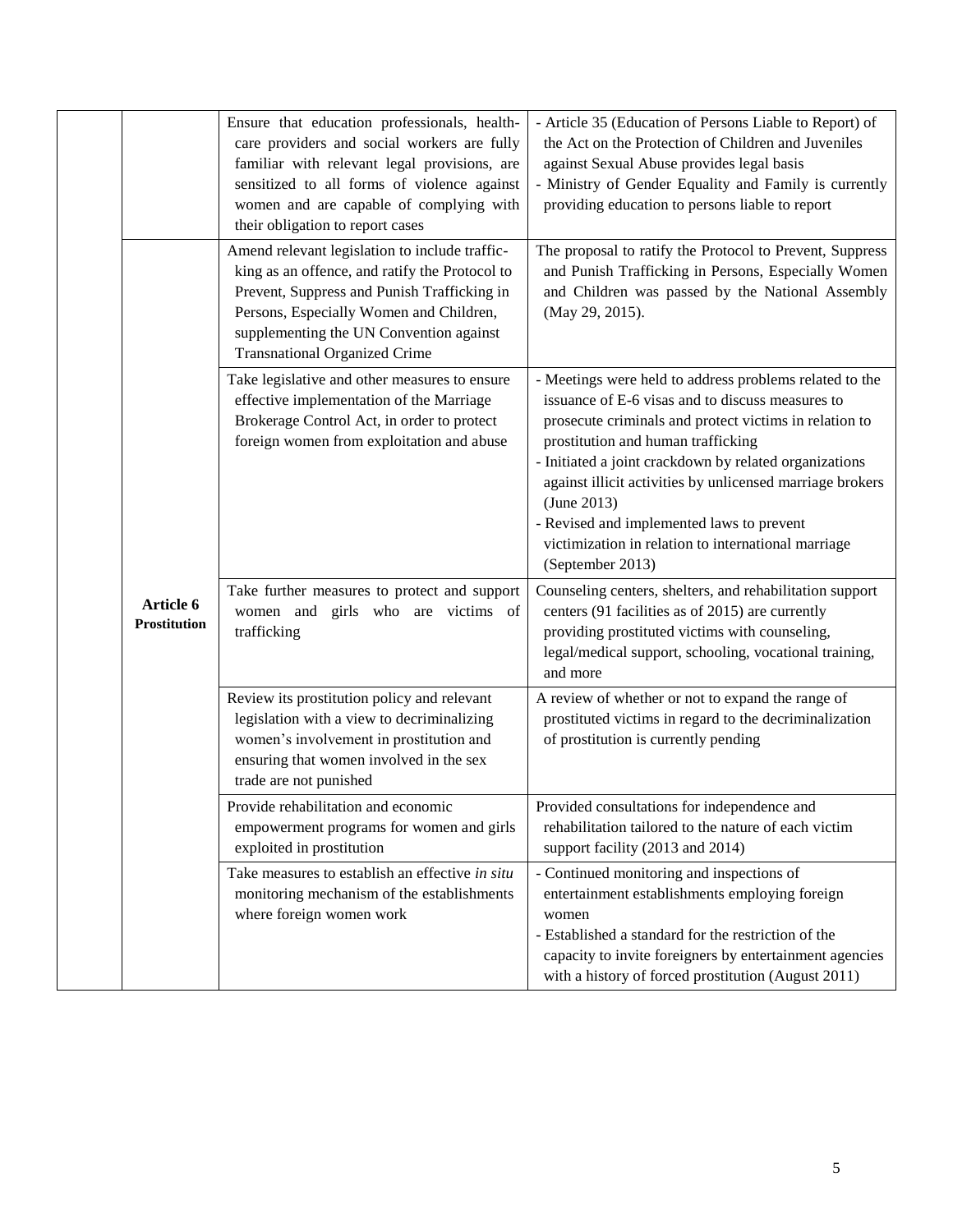| | | | |
|---|---|---|---|
| | | Ensure that education professionals, health-care providers and social workers are fully familiar with relevant legal provisions, are sensitized to all forms of violence against women and are capable of complying with their obligation to report cases | - Article 35 (Education of Persons Liable to Report) of the Act on the Protection of Children and Juveniles against Sexual Abuse provides legal basis<br>- Ministry of Gender Equality and Family is currently providing education to persons liable to report |
| | **Article 6 Prostitution** | Amend relevant legislation to include trafficking as an offence, and ratify the Protocol to Prevent, Suppress and Punish Trafficking in Persons, Especially Women and Children, supplementing the UN Convention against Transnational Organized Crime | The proposal to ratify the Protocol to Prevent, Suppress and Punish Trafficking in Persons, Especially Women and Children was passed by the National Assembly (May 29, 2015). |
| | | Take legislative and other measures to ensure effective implementation of the Marriage Brokerage Control Act, in order to protect foreign women from exploitation and abuse | - Meetings were held to address problems related to the issuance of E-6 visas and to discuss measures to prosecute criminals and protect victims in relation to prostitution and human trafficking<br>- Initiated a joint crackdown by related organizations against illicit activities by unlicensed marriage brokers (June 2013)<br>- Revised and implemented laws to prevent victimization in relation to international marriage (September 2013) |
| | | Take further measures to protect and support women and girls who are victims of trafficking | Counseling centers, shelters, and rehabilitation support centers (91 facilities as of 2015) are currently providing prostituted victims with counseling, legal/medical support, schooling, vocational training, and more |
| | | Review its prostitution policy and relevant legislation with a view to decriminalizing women's involvement in prostitution and ensuring that women involved in the sex trade are not punished | A review of whether or not to expand the range of prostituted victims in regard to the decriminalization of prostitution is currently pending |
| | | Provide rehabilitation and economic empowerment programs for women and girls exploited in prostitution | Provided consultations for independence and rehabilitation tailored to the nature of each victim support facility (2013 and 2014) |
| | | Take measures to establish an effective *in situ* monitoring mechanism of the establishments where foreign women work | - Continued monitoring and inspections of entertainment establishments employing foreign women<br>- Established a standard for the restriction of the capacity to invite foreigners by entertainment agencies with a history of forced prostitution (August 2011) |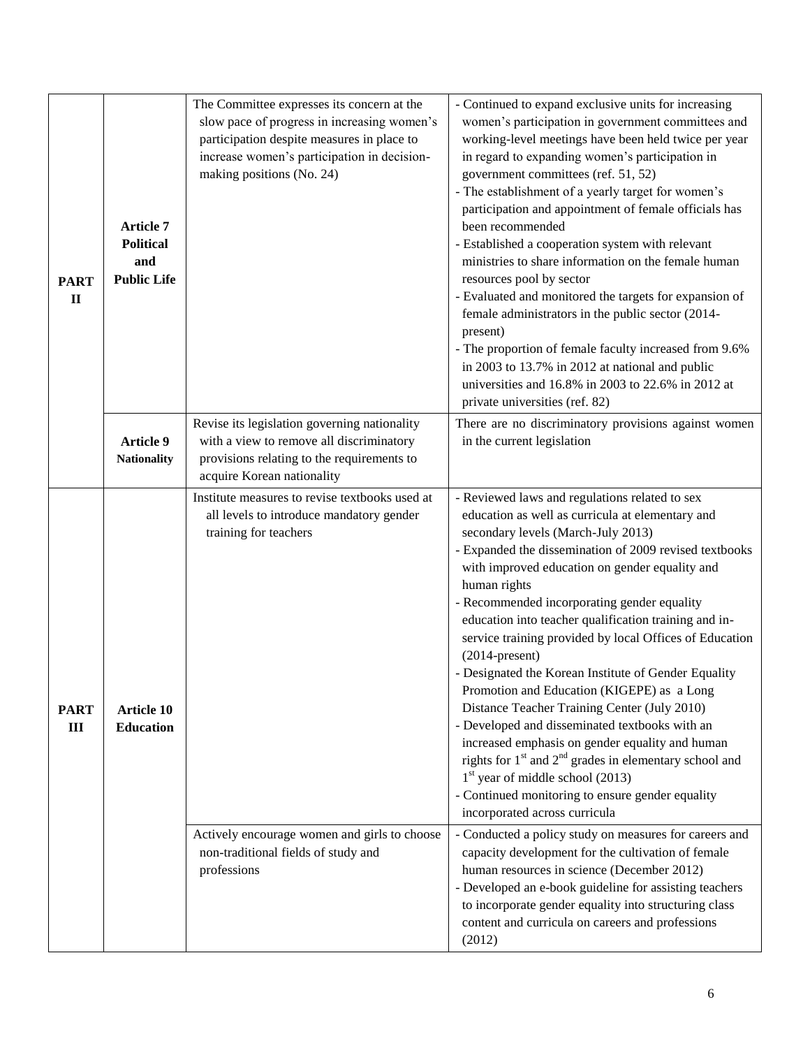| | | | |
|---|---|---|---|
| **PART II** | **Article 7 Political and Public Life** | The Committee expresses its concern at the slow pace of progress in increasing women's participation despite measures in place to increase women's participation in decision-making positions (No. 24) | - Continued to expand exclusive units for increasing women's participation in government committees and working-level meetings have been held twice per year in regard to expanding women's participation in government committees (ref. 51, 52)<br>- The establishment of a yearly target for women's participation and appointment of female officials has been recommended<br>- Established a cooperation system with relevant ministries to share information on the female human resources pool by sector<br>- Evaluated and monitored the targets for expansion of female administrators in the public sector (2014-present)<br>- The proportion of female faculty increased from 9.6% in 2003 to 13.7% in 2012 at national and public universities and 16.8% in 2003 to 22.6% in 2012 at private universities (ref. 82) |
| | **Article 9 Nationality** | Revise its legislation governing nationality with a view to remove all discriminatory provisions relating to the requirements to acquire Korean nationality | There are no discriminatory provisions against women in the current legislation |
| **PART III** | **Article 10 Education** | Institute measures to revise textbooks used at all levels to introduce mandatory gender training for teachers | - Reviewed laws and regulations related to sex education as well as curricula at elementary and secondary levels (March-July 2013)<br>- Expanded the dissemination of 2009 revised textbooks with improved education on gender equality and human rights<br>- Recommended incorporating gender equality education into teacher qualification training and in-service training provided by local Offices of Education (2014-present)<br>- Designated the Korean Institute of Gender Equality Promotion and Education (KIGEPE) as a Long Distance Teacher Training Center (July 2010)<br>- Developed and disseminated textbooks with an increased emphasis on gender equality and human rights for 1st and 2nd grades in elementary school and 1st year of middle school (2013)<br>- Continued monitoring to ensure gender equality incorporated across curricula |
| | | Actively encourage women and girls to choose non-traditional fields of study and professions | - Conducted a policy study on measures for careers and capacity development for the cultivation of female human resources in science (December 2012)<br>- Developed an e-book guideline for assisting teachers to incorporate gender equality into structuring class content and curricula on careers and professions (2012) |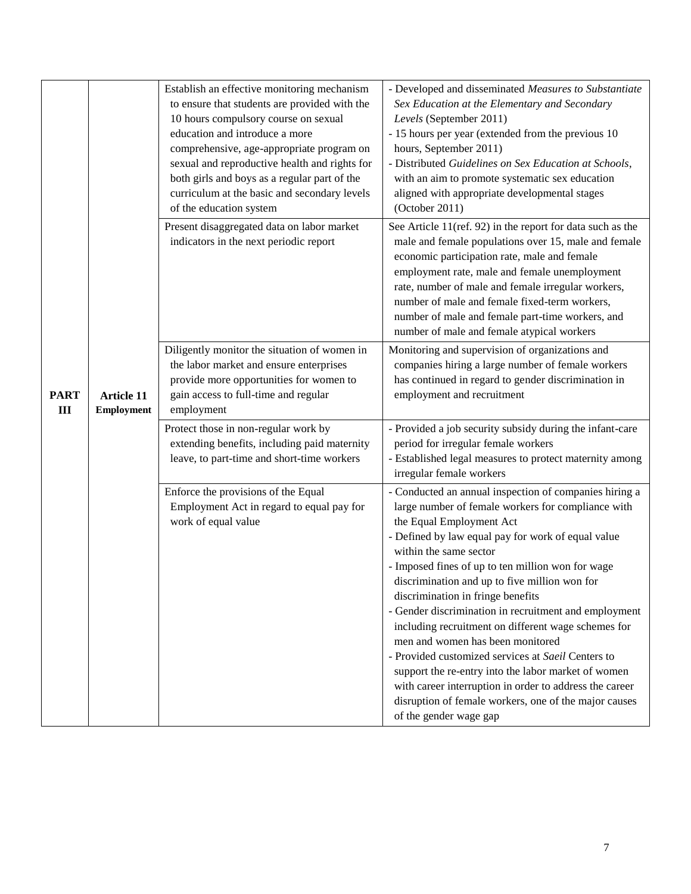| | | | |
|---|---|---|---|
| | | Establish an effective monitoring mechanism to ensure that students are provided with the 10 hours compulsory course on sexual education and introduce a more comprehensive, age-appropriate program on sexual and reproductive health and rights for both girls and boys as a regular part of the curriculum at the basic and secondary levels of the education system | - Developed and disseminated *Measures to Substantiate Sex Education at the Elementary and Secondary Levels* (September 2011)<br>- 15 hours per year (extended from the previous 10 hours, September 2011)<br>- Distributed *Guidelines on Sex Education at Schools*, with an aim to promote systematic sex education aligned with appropriate developmental stages (October 2011) |
| **PART III** | **Article 11 Employment** | Present disaggregated data on labor market indicators in the next periodic report | See Article 11(ref. 92) in the report for data such as the male and female populations over 15, male and female economic participation rate, male and female employment rate, male and female unemployment rate, number of male and female irregular workers, number of male and female fixed-term workers, number of male and female part-time workers, and number of male and female atypical workers |
| | | Diligently monitor the situation of women in the labor market and ensure enterprises provide more opportunities for women to gain access to full-time and regular employment | Monitoring and supervision of organizations and companies hiring a large number of female workers has continued in regard to gender discrimination in employment and recruitment |
| | | Protect those in non-regular work by extending benefits, including paid maternity leave, to part-time and short-time workers | - Provided a job security subsidy during the infant-care period for irregular female workers<br>- Established legal measures to protect maternity among irregular female workers |
| | | Enforce the provisions of the Equal Employment Act in regard to equal pay for work of equal value | - Conducted an annual inspection of companies hiring a large number of female workers for compliance with the Equal Employment Act<br>- Defined by law equal pay for work of equal value within the same sector<br>- Imposed fines of up to ten million won for wage discrimination and up to five million won for discrimination in fringe benefits<br>- Gender discrimination in recruitment and employment including recruitment on different wage schemes for men and women has been monitored<br>- Provided customized services at *Saeil* Centers to support the re-entry into the labor market of women with career interruption in order to address the career disruption of female workers, one of the major causes of the gender wage gap |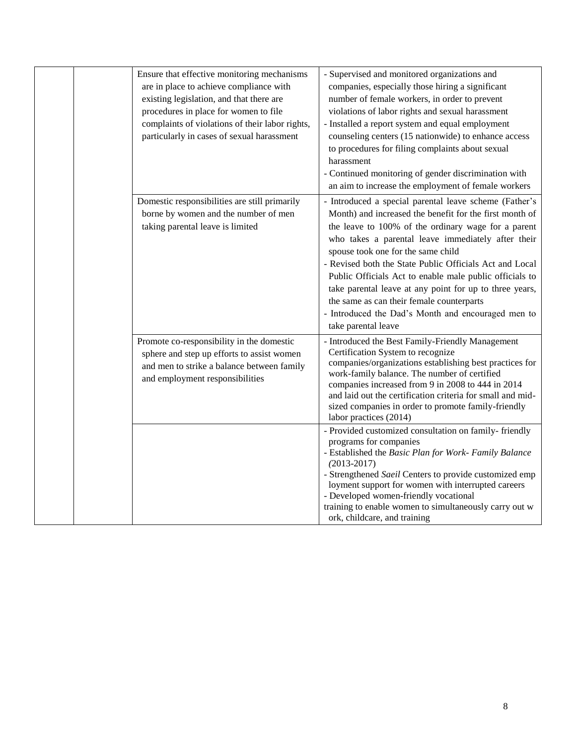|  |  |  |  |
|---|---|---|---|
|  |  | Ensure that effective monitoring mechanisms are in place to achieve compliance with existing legislation, and that there are procedures in place for women to file complaints of violations of their labor rights, particularly in cases of sexual harassment | - Supervised and monitored organizations and companies, especially those hiring a significant number of female workers, in order to prevent violations of labor rights and sexual harassment<br>- Installed a report system and equal employment counseling centers (15 nationwide) to enhance access to procedures for filing complaints about sexual harassment<br>- Continued monitoring of gender discrimination with an aim to increase the employment of female workers |
|  |  | Domestic responsibilities are still primarily borne by women and the number of men taking parental leave is limited | - Introduced a special parental leave scheme (Father's Month) and increased the benefit for the first month of the leave to 100% of the ordinary wage for a parent who takes a parental leave immediately after their spouse took one for the same child<br>- Revised both the State Public Officials Act and Local Public Officials Act to enable male public officials to take parental leave at any point for up to three years, the same as can their female counterparts<br>- Introduced the Dad's Month and encouraged men to take parental leave |
|  |  | Promote co-responsibility in the domestic sphere and step up efforts to assist women and men to strike a balance between family and employment responsibilities | - Introduced the Best Family-Friendly Management Certification System to recognize companies/organizations establishing best practices for work-family balance. The number of certified companies increased from 9 in 2008 to 444 in 2014 and laid out the certification criteria for small and mid-sized companies in order to promote family-friendly labor practices (2014) |
|  |  |  | - Provided customized consultation on family- friendly programs for companies<br>- Established the *Basic Plan for Work- Family Balance (*2013-2017)<br>- Strengthened *Saeil* Centers to provide customized emp loyment support for women with interrupted careers<br>- Developed women-friendly vocational training to enable women to simultaneously carry out w ork, childcare, and training |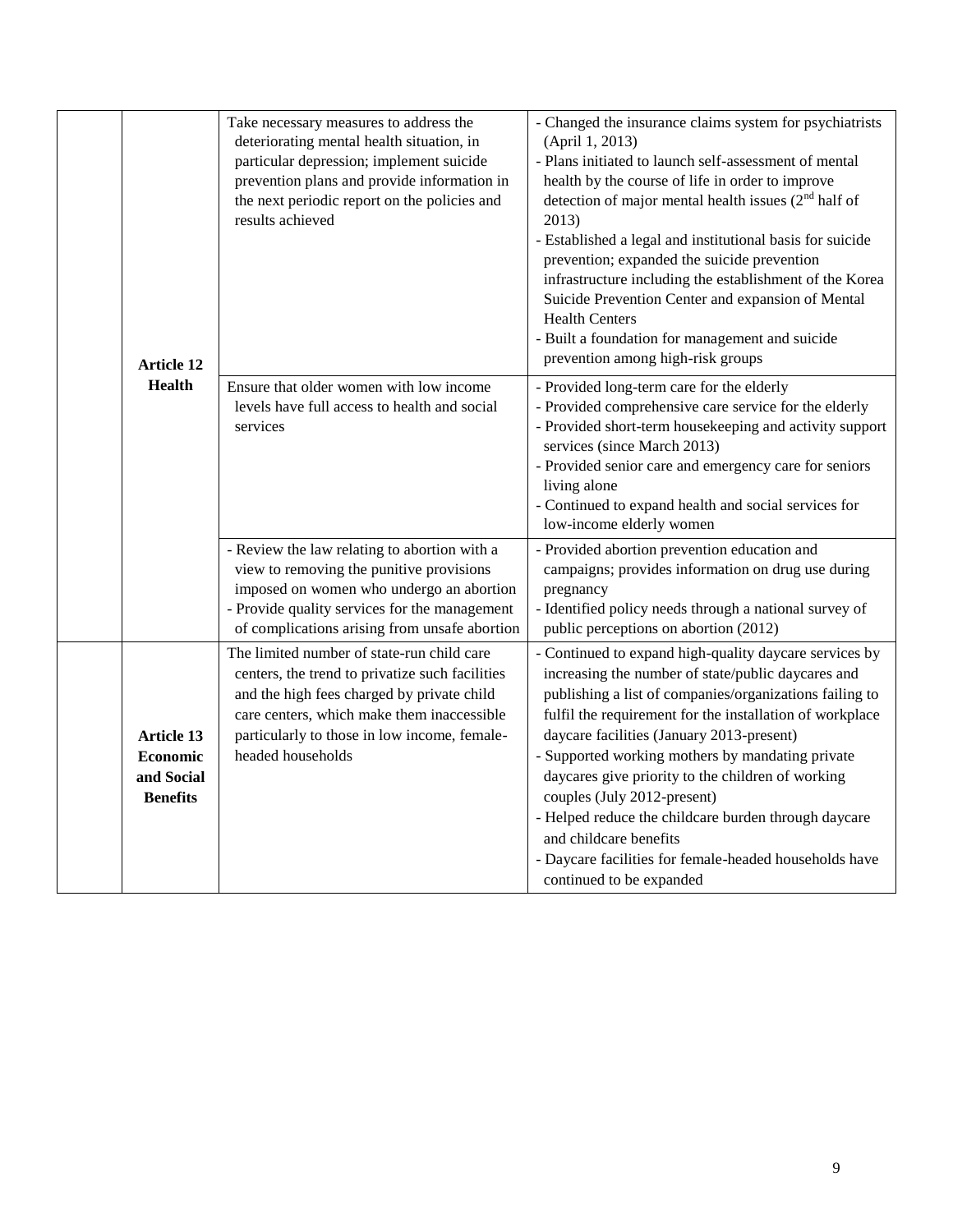| | | | |
|---|---|---|---|
| | **Article 12 Health** | Take necessary measures to address the deteriorating mental health situation, in particular depression; implement suicide prevention plans and provide information in the next periodic report on the policies and results achieved | - Changed the insurance claims system for psychiatrists (April 1, 2013)<br>- Plans initiated to launch self-assessment of mental health by the course of life in order to improve detection of major mental health issues (2nd half of 2013)<br>- Established a legal and institutional basis for suicide prevention; expanded the suicide prevention infrastructure including the establishment of the Korea Suicide Prevention Center and expansion of Mental Health Centers<br>- Built a foundation for management and suicide prevention among high-risk groups |
| | | Ensure that older women with low income levels have full access to health and social services | - Provided long-term care for the elderly<br>- Provided comprehensive care service for the elderly<br>- Provided short-term housekeeping and activity support services (since March 2013)<br>- Provided senior care and emergency care for seniors living alone<br>- Continued to expand health and social services for low-income elderly women |
| | | - Review the law relating to abortion with a view to removing the punitive provisions imposed on women who undergo an abortion<br>- Provide quality services for the management of complications arising from unsafe abortion | - Provided abortion prevention education and campaigns; provides information on drug use during pregnancy<br>- Identified policy needs through a national survey of public perceptions on abortion (2012) |
| | **Article 13 Economic and Social Benefits** | The limited number of state-run child care centers, the trend to privatize such facilities and the high fees charged by private child care centers, which make them inaccessible particularly to those in low income, female-headed households | - Continued to expand high-quality daycare services by increasing the number of state/public daycares and publishing a list of companies/organizations failing to fulfil the requirement for the installation of workplace daycare facilities (January 2013-present)<br>- Supported working mothers by mandating private daycares give priority to the children of working couples (July 2012-present)<br>- Helped reduce the childcare burden through daycare and childcare benefits<br>- Daycare facilities for female-headed households have continued to be expanded |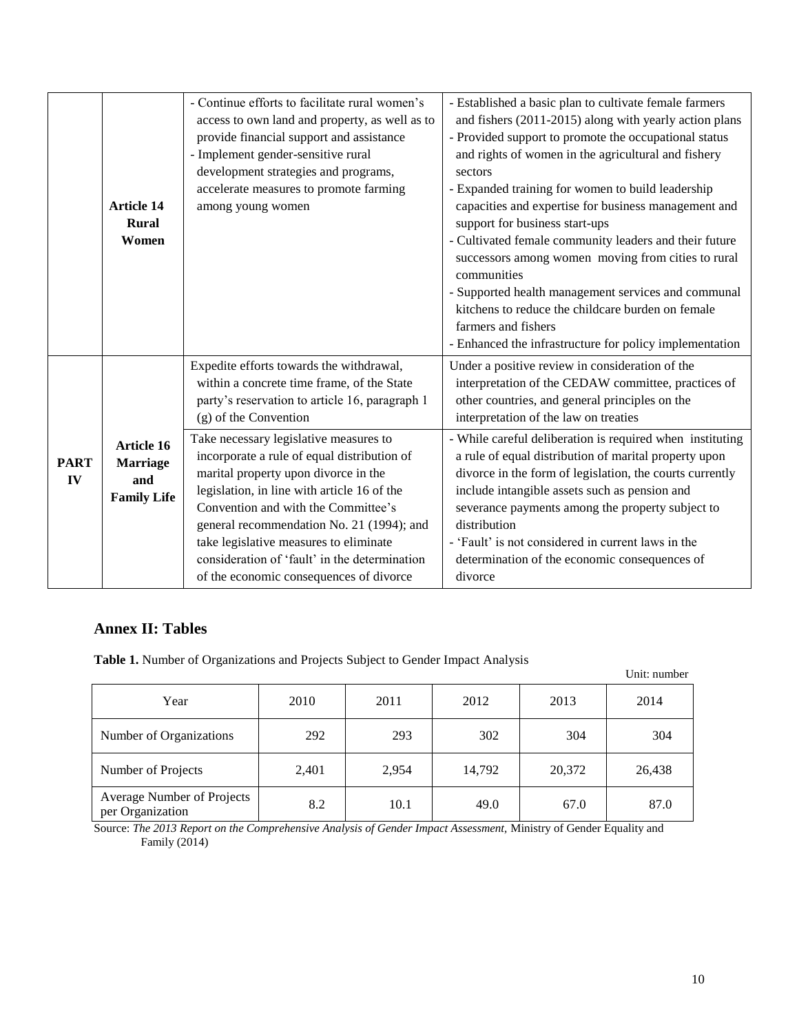| | | | |
|---|---|---|---|
| | **Article 14 Rural Women** | - Continue efforts to facilitate rural women's access to own land and property, as well as to provide financial support and assistance<br>- Implement gender-sensitive rural development strategies and programs, accelerate measures to promote farming among young women | - Established a basic plan to cultivate female farmers and fishers (2011-2015) along with yearly action plans<br>- Provided support to promote the occupational status and rights of women in the agricultural and fishery sectors<br>- Expanded training for women to build leadership capacities and expertise for business management and support for business start-ups<br>- Cultivated female community leaders and their future successors among women moving from cities to rural communities<br>- Supported health management services and communal kitchens to reduce the childcare burden on female farmers and fishers<br>- Enhanced the infrastructure for policy implementation |
| **PART IV** | **Article 16 Marriage and Family Life** | Expedite efforts towards the withdrawal, within a concrete time frame, of the State party's reservation to article 16, paragraph 1 (g) of the Convention | Under a positive review in consideration of the interpretation of the CEDAW committee, practices of other countries, and general principles on the interpretation of the law on treaties |
| | | Take necessary legislative measures to incorporate a rule of equal distribution of marital property upon divorce in the legislation, in line with article 16 of the Convention and with the Committee's general recommendation No. 21 (1994); and take legislative measures to eliminate consideration of 'fault' in the determination of the economic consequences of divorce | - While careful deliberation is required when instituting a rule of equal distribution of marital property upon divorce in the form of legislation, the courts currently include intangible assets such as pension and severance payments among the property subject to distribution<br>- 'Fault' is not considered in current laws in the determination of the economic consequences of divorce |

## Annex II: Tables

**Table 1.** Number of Organizations and Projects Subject to Gender Impact Analysis

Unit: number

| Year | 2010 | 2011 | 2012 | 2013 | 2014 |
|---|---|---|---|---|---|
| Number of Organizations | 292 | 293 | 302 | 304 | 304 |
| Number of Projects | 2,401 | 2,954 | 14,792 | 20,372 | 26,438 |
| Average Number of Projects per Organization | 8.2 | 10.1 | 49.0 | 67.0 | 87.0 |

Source: *The 2013 Report on the Comprehensive Analysis of Gender Impact Assessment*, Ministry of Gender Equality and Family (2014)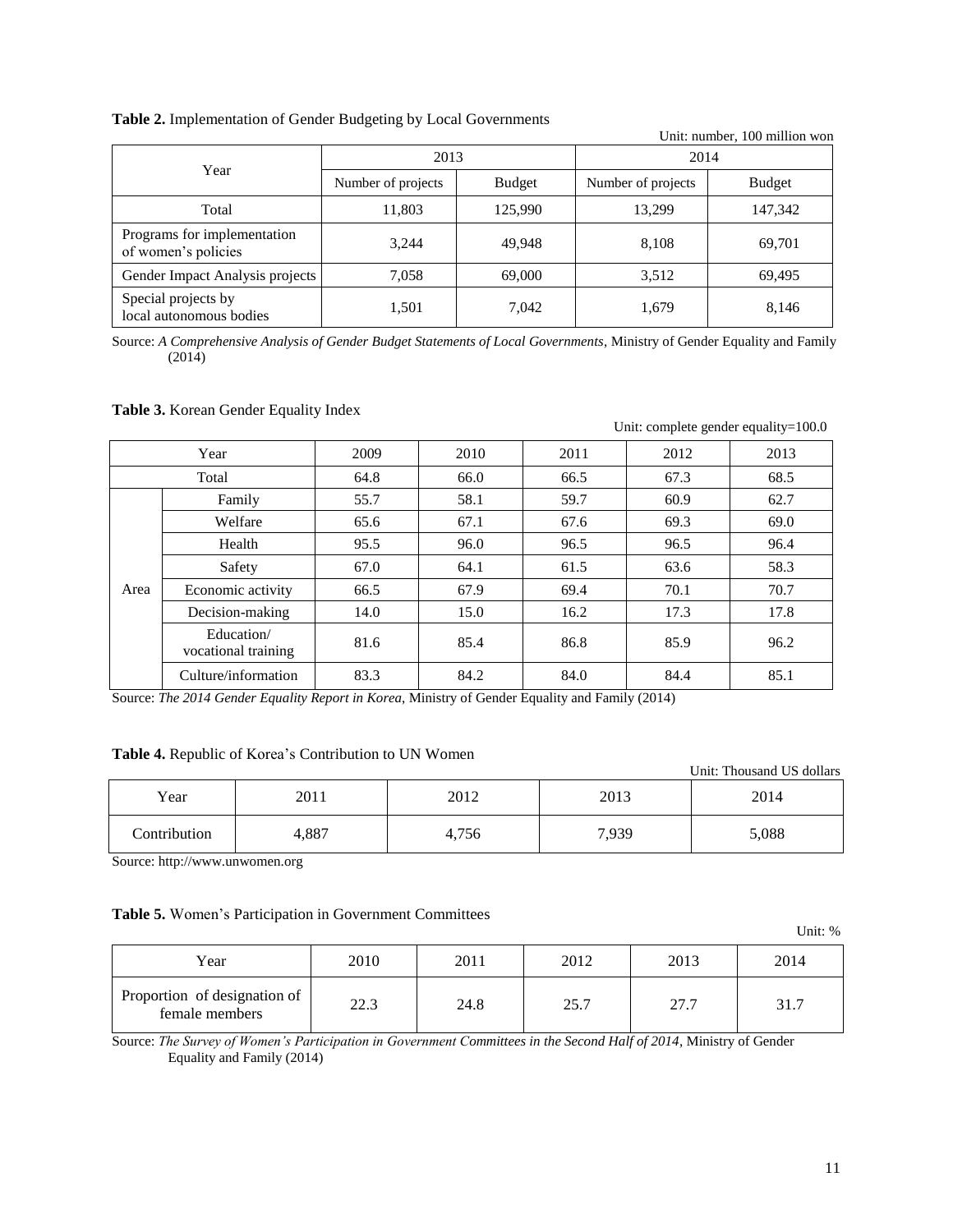**Table 2.** Implementation of Gender Budgeting by Local Governments

Unit: number, 100 million won

| Year | 2013 | | 2014 | |
|---|---|---|---|---|
| | Number of projects | Budget | Number of projects | Budget |
| Total | 11,803 | 125,990 | 13,299 | 147,342 |
| Programs for implementation of women's policies | 3,244 | 49,948 | 8,108 | 69,701 |
| Gender Impact Analysis projects | 7,058 | 69,000 | 3,512 | 69,495 |
| Special projects by local autonomous bodies | 1,501 | 7,042 | 1,679 | 8,146 |

Source: *A Comprehensive Analysis of Gender Budget Statements of Local Governments*, Ministry of Gender Equality and Family (2014)

**Table 3.** Korean Gender Equality Index

Unit: complete gender equality=100.0

| Year | | 2009 | 2010 | 2011 | 2012 | 2013 |
|---|---|---|---|---|---|---|
| Total | | 64.8 | 66.0 | 66.5 | 67.3 | 68.5 |
| Area | Family | 55.7 | 58.1 | 59.7 | 60.9 | 62.7 |
| | Welfare | 65.6 | 67.1 | 67.6 | 69.3 | 69.0 |
| | Health | 95.5 | 96.0 | 96.5 | 96.5 | 96.4 |
| | Safety | 67.0 | 64.1 | 61.5 | 63.6 | 58.3 |
| | Economic activity | 66.5 | 67.9 | 69.4 | 70.1 | 70.7 |
| | Decision-making | 14.0 | 15.0 | 16.2 | 17.3 | 17.8 |
| | Education/ vocational training | 81.6 | 85.4 | 86.8 | 85.9 | 96.2 |
| | Culture/information | 83.3 | 84.2 | 84.0 | 84.4 | 85.1 |

Source: *The 2014 Gender Equality Report in Korea*, Ministry of Gender Equality and Family (2014)

**Table 4.** Republic of Korea's Contribution to UN Women

Unit: Thousand US dollars

| Year | 2011 | 2012 | 2013 | 2014 |
|---|---|---|---|---|
| Contribution | 4,887 | 4,756 | 7,939 | 5,088 |

Source: http://www.unwomen.org

**Table 5.** Women's Participation in Government Committees

Unit: %

| Year | 2010 | 2011 | 2012 | 2013 | 2014 |
|---|---|---|---|---|---|
| Proportion of designation of female members | 22.3 | 24.8 | 25.7 | 27.7 | 31.7 |

Source: *The Survey of Women's Participation in Government Committees in the Second Half of 2014*, Ministry of Gender Equality and Family (2014)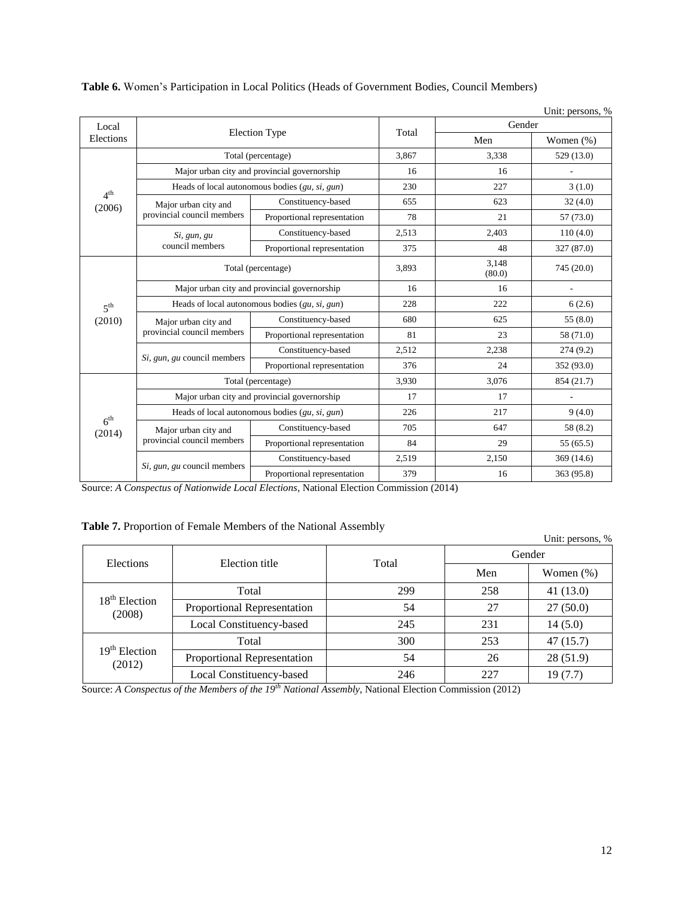**Table 6.** Women's Participation in Local Politics (Heads of Government Bodies, Council Members)

Unit: persons, %

| Local Elections | Election Type | | Total | Gender | |
|---|---|---|---|---|---|
| | | | | Men | Women (%) |
| 4th (2006) | Total (percentage) | | 3,867 | 3,338 | 529 (13.0) |
| | Major urban city and provincial governorship | | 16 | 16 | - |
| | Heads of local autonomous bodies (*gu, si, gun*) | | 230 | 227 | 3 (1.0) |
| | Major urban city and provincial council members | Constituency-based | 655 | 623 | 32 (4.0) |
| | | Proportional representation | 78 | 21 | 57 (73.0) |
| | *Si, gun, gu* council members | Constituency-based | 2,513 | 2,403 | 110 (4.0) |
| | | Proportional representation | 375 | 48 | 327 (87.0) |
| 5th (2010) | Total (percentage) | | 3,893 | 3,148 (80.0) | 745 (20.0) |
| | Major urban city and provincial governorship | | 16 | 16 | - |
| | Heads of local autonomous bodies (*gu, si, gun*) | | 228 | 222 | 6 (2.6) |
| | Major urban city and provincial council members | Constituency-based | 680 | 625 | 55 (8.0) |
| | | Proportional representation | 81 | 23 | 58 (71.0) |
| | *Si, gun, gu* council members | Constituency-based | 2,512 | 2,238 | 274 (9.2) |
| | | Proportional representation | 376 | 24 | 352 (93.0) |
| 6th (2014) | Total (percentage) | | 3,930 | 3,076 | 854 (21.7) |
| | Major urban city and provincial governorship | | 17 | 17 | - |
| | Heads of local autonomous bodies (*gu, si, gun*) | | 226 | 217 | 9 (4.0) |
| | Major urban city and provincial council members | Constituency-based | 705 | 647 | 58 (8.2) |
| | | Proportional representation | 84 | 29 | 55 (65.5) |
| | *Si, gun, gu* council members | Constituency-based | 2,519 | 2,150 | 369 (14.6) |
| | | Proportional representation | 379 | 16 | 363 (95.8) |

Source: *A Conspectus of Nationwide Local Elections*, National Election Commission (2014)

**Table 7.** Proportion of Female Members of the National Assembly

Unit: persons, %

| Elections | Election title | Total | Gender | |
|---|---|---|---|---|
| | | | Men | Women (%) |
| 18th Election (2008) | Total | 299 | 258 | 41 (13.0) |
| | Proportional Representation | 54 | 27 | 27 (50.0) |
| | Local Constituency-based | 245 | 231 | 14 (5.0) |
| 19th Election (2012) | Total | 300 | 253 | 47 (15.7) |
| | Proportional Representation | 54 | 26 | 28 (51.9) |
| | Local Constituency-based | 246 | 227 | 19 (7.7) |

Source: *A Conspectus of the Members of the 19th National Assembly*, National Election Commission (2012)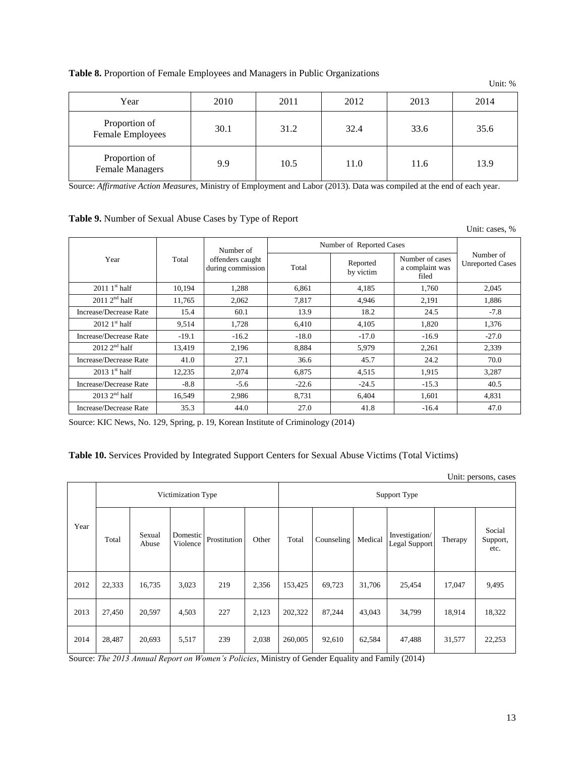**Table 8.** Proportion of Female Employees and Managers in Public Organizations

Unit: %

| Year | 2010 | 2011 | 2012 | 2013 | 2014 |
|---|---|---|---|---|---|
| Proportion of Female Employees | 30.1 | 31.2 | 32.4 | 33.6 | 35.6 |
| Proportion of Female Managers | 9.9 | 10.5 | 11.0 | 11.6 | 13.9 |

Source: *Affirmative Action Measures*, Ministry of Employment and Labor (2013). Data was compiled at the end of each year.

**Table 9.** Number of Sexual Abuse Cases by Type of Report

Unit: cases, %

| Year | Total | Number of offenders caught during commission | Number of Reported Cases | | | Number of Unreported Cases |
|---|---|---|---|---|---|---|
| | | | Total | Reported by victim | Number of cases a complaint was filed | |
| 2011 1st half | 10,194 | 1,288 | 6,861 | 4,185 | 1,760 | 2,045 |
| 2011 2nd half | 11,765 | 2,062 | 7,817 | 4,946 | 2,191 | 1,886 |
| Increase/Decrease Rate | 15.4 | 60.1 | 13.9 | 18.2 | 24.5 | -7.8 |
| 2012 1st half | 9,514 | 1,728 | 6,410 | 4,105 | 1,820 | 1,376 |
| Increase/Decrease Rate | -19.1 | -16.2 | -18.0 | -17.0 | -16.9 | -27.0 |
| 2012 2nd half | 13,419 | 2,196 | 8,884 | 5,979 | 2,261 | 2,339 |
| Increase/Decrease Rate | 41.0 | 27.1 | 36.6 | 45.7 | 24.2 | 70.0 |
| 2013 1st half | 12,235 | 2,074 | 6,875 | 4,515 | 1,915 | 3,287 |
| Increase/Decrease Rate | -8.8 | -5.6 | -22.6 | -24.5 | -15.3 | 40.5 |
| 2013 2nd half | 16,549 | 2,986 | 8,731 | 6,404 | 1,601 | 4,831 |
| Increase/Decrease Rate | 35.3 | 44.0 | 27.0 | 41.8 | -16.4 | 47.0 |

Source: KIC News, No. 129, Spring, p. 19, Korean Institute of Criminology (2014)

**Table 10.** Services Provided by Integrated Support Centers for Sexual Abuse Victims (Total Victims)

Unit: persons, cases

| Year | Victimization Type | | | | | Support Type | | | | | |
|---|---|---|---|---|---|---|---|---|---|---|---|
| | Total | Sexual Abuse | Domestic Violence | Prostitution | Other | Total | Counseling | Medical | Investigation/ Legal Support | Therapy | Social Support, etc. |
| 2012 | 22,333 | 16,735 | 3,023 | 219 | 2,356 | 153,425 | 69,723 | 31,706 | 25,454 | 17,047 | 9,495 |
| 2013 | 27,450 | 20,597 | 4,503 | 227 | 2,123 | 202,322 | 87,244 | 43,043 | 34,799 | 18,914 | 18,322 |
| 2014 | 28,487 | 20,693 | 5,517 | 239 | 2,038 | 260,005 | 92,610 | 62,584 | 47,488 | 31,577 | 22,253 |

Source: *The 2013 Annual Report on Women's Policies*, Ministry of Gender Equality and Family (2014)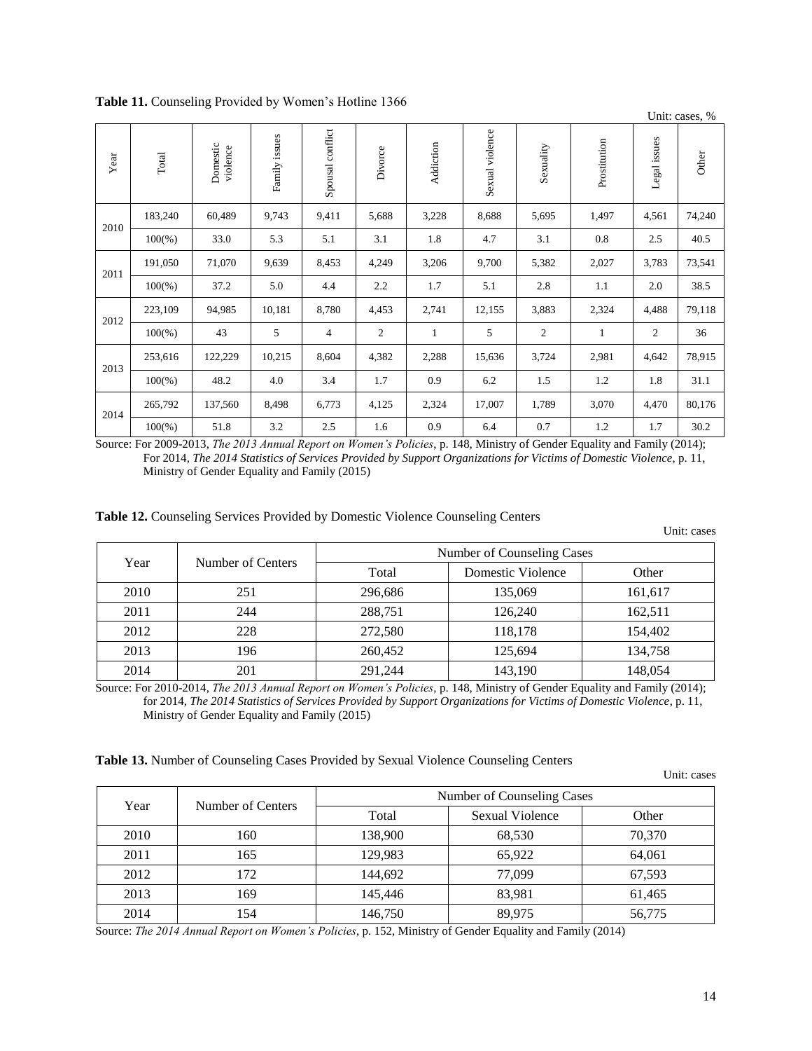**Table 11.** Counseling Provided by Women's Hotline 1366

Unit: cases, %

| Year | Total | Domestic violence | Family issues | Spousal conflict | Divorce | Addiction | Sexual violence | Sexuality | Prostitution | Legal issues | Other |
|---|---|---|---|---|---|---|---|---|---|---|---|
| 2010 | 183,240 | 60,489 | 9,743 | 9,411 | 5,688 | 3,228 | 8,688 | 5,695 | 1,497 | 4,561 | 74,240 |
| | 100(%) | 33.0 | 5.3 | 5.1 | 3.1 | 1.8 | 4.7 | 3.1 | 0.8 | 2.5 | 40.5 |
| 2011 | 191,050 | 71,070 | 9,639 | 8,453 | 4,249 | 3,206 | 9,700 | 5,382 | 2,027 | 3,783 | 73,541 |
| | 100(%) | 37.2 | 5.0 | 4.4 | 2.2 | 1.7 | 5.1 | 2.8 | 1.1 | 2.0 | 38.5 |
| 2012 | 223,109 | 94,985 | 10,181 | 8,780 | 4,453 | 2,741 | 12,155 | 3,883 | 2,324 | 4,488 | 79,118 |
| | 100(%) | 43 | 5 | 4 | 2 | 1 | 5 | 2 | 1 | 2 | 36 |
| 2013 | 253,616 | 122,229 | 10,215 | 8,604 | 4,382 | 2,288 | 15,636 | 3,724 | 2,981 | 4,642 | 78,915 |
| | 100(%) | 48.2 | 4.0 | 3.4 | 1.7 | 0.9 | 6.2 | 1.5 | 1.2 | 1.8 | 31.1 |
| 2014 | 265,792 | 137,560 | 8,498 | 6,773 | 4,125 | 2,324 | 17,007 | 1,789 | 3,070 | 4,470 | 80,176 |
| | 100(%) | 51.8 | 3.2 | 2.5 | 1.6 | 0.9 | 6.4 | 0.7 | 1.2 | 1.7 | 30.2 |

Source: For 2009-2013, *The 2013 Annual Report on Women's Policies*, p. 148, Ministry of Gender Equality and Family (2014); For 2014, *The 2014 Statistics of Services Provided by Support Organizations for Victims of Domestic Violence*, p. 11, Ministry of Gender Equality and Family (2015)

**Table 12.** Counseling Services Provided by Domestic Violence Counseling Centers

Unit: cases

| Year | Number of Centers | Number of Counseling Cases | | |
|---|---|---|---|---|
| | | Total | Domestic Violence | Other |
| 2010 | 251 | 296,686 | 135,069 | 161,617 |
| 2011 | 244 | 288,751 | 126,240 | 162,511 |
| 2012 | 228 | 272,580 | 118,178 | 154,402 |
| 2013 | 196 | 260,452 | 125,694 | 134,758 |
| 2014 | 201 | 291,244 | 143,190 | 148,054 |

Source: For 2010-2014, *The 2013 Annual Report on Women's Policies*, p. 148, Ministry of Gender Equality and Family (2014); for 2014, *The 2014 Statistics of Services Provided by Support Organizations for Victims of Domestic Violence*, p. 11, Ministry of Gender Equality and Family (2015)

**Table 13.** Number of Counseling Cases Provided by Sexual Violence Counseling Centers

Unit: cases

| Year | Number of Centers | Number of Counseling Cases | | |
|---|---|---|---|---|
| | | Total | Sexual Violence | Other |
| 2010 | 160 | 138,900 | 68,530 | 70,370 |
| 2011 | 165 | 129,983 | 65,922 | 64,061 |
| 2012 | 172 | 144,692 | 77,099 | 67,593 |
| 2013 | 169 | 145,446 | 83,981 | 61,465 |
| 2014 | 154 | 146,750 | 89,975 | 56,775 |

Source: *The 2014 Annual Report on Women's Policies*, p. 152, Ministry of Gender Equality and Family (2014)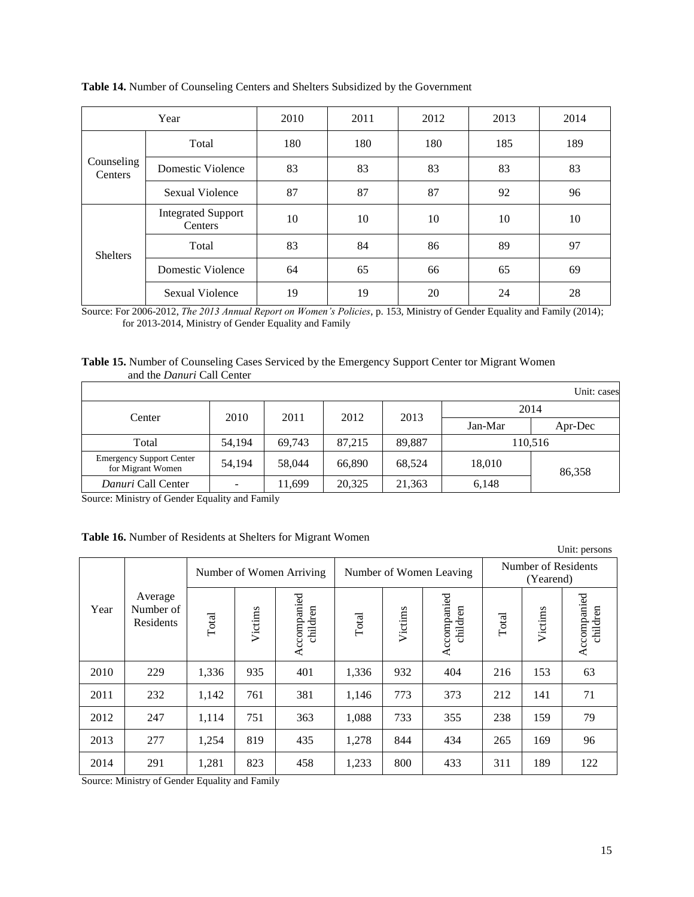**Table 14.** Number of Counseling Centers and Shelters Subsidized by the Government

| Year | | 2010 | 2011 | 2012 | 2013 | 2014 |
|---|---|---|---|---|---|---|
| Counseling Centers | Total | 180 | 180 | 180 | 185 | 189 |
| | Domestic Violence | 83 | 83 | 83 | 83 | 83 |
| | Sexual Violence | 87 | 87 | 87 | 92 | 96 |
| | Integrated Support Centers | 10 | 10 | 10 | 10 | 10 |
| Shelters | Total | 83 | 84 | 86 | 89 | 97 |
| | Domestic Violence | 64 | 65 | 66 | 65 | 69 |
| | Sexual Violence | 19 | 19 | 20 | 24 | 28 |

Source: For 2006-2012, *The 2013 Annual Report on Women's Policies*, p. 153, Ministry of Gender Equality and Family (2014); for 2013-2014, Ministry of Gender Equality and Family

**Table 15.** Number of Counseling Cases Serviced by the Emergency Support Center tor Migrant Women and the *Danuri* Call Center

Unit: cases

| Center | 2010 | 2011 | 2012 | 2013 | 2014 | |
|---|---|---|---|---|---|---|
| | | | | | Jan-Mar | Apr-Dec |
| Total | 54,194 | 69,743 | 87,215 | 89,887 | 110,516 | |
| Emergency Support Center for Migrant Women | 54,194 | 58,044 | 66,890 | 68,524 | 18,010 | 86,358 |
| *Danuri* Call Center | - | 11,699 | 20,325 | 21,363 | 6,148 | |

Source: Ministry of Gender Equality and Family

**Table 16.** Number of Residents at Shelters for Migrant Women

Unit: persons

| Year | Average Number of Residents | Number of Women Arriving | | | Number of Women Leaving | | | Number of Residents (Yearend) | | |
|---|---|---|---|---|---|---|---|---|---|---|
| | | Total | Victims | Accompanied children | Total | Victims | Accompanied children | Total | Victims | Accompanied children |
| 2010 | 229 | 1,336 | 935 | 401 | 1,336 | 932 | 404 | 216 | 153 | 63 |
| 2011 | 232 | 1,142 | 761 | 381 | 1,146 | 773 | 373 | 212 | 141 | 71 |
| 2012 | 247 | 1,114 | 751 | 363 | 1,088 | 733 | 355 | 238 | 159 | 79 |
| 2013 | 277 | 1,254 | 819 | 435 | 1,278 | 844 | 434 | 265 | 169 | 96 |
| 2014 | 291 | 1,281 | 823 | 458 | 1,233 | 800 | 433 | 311 | 189 | 122 |

Source: Ministry of Gender Equality and Family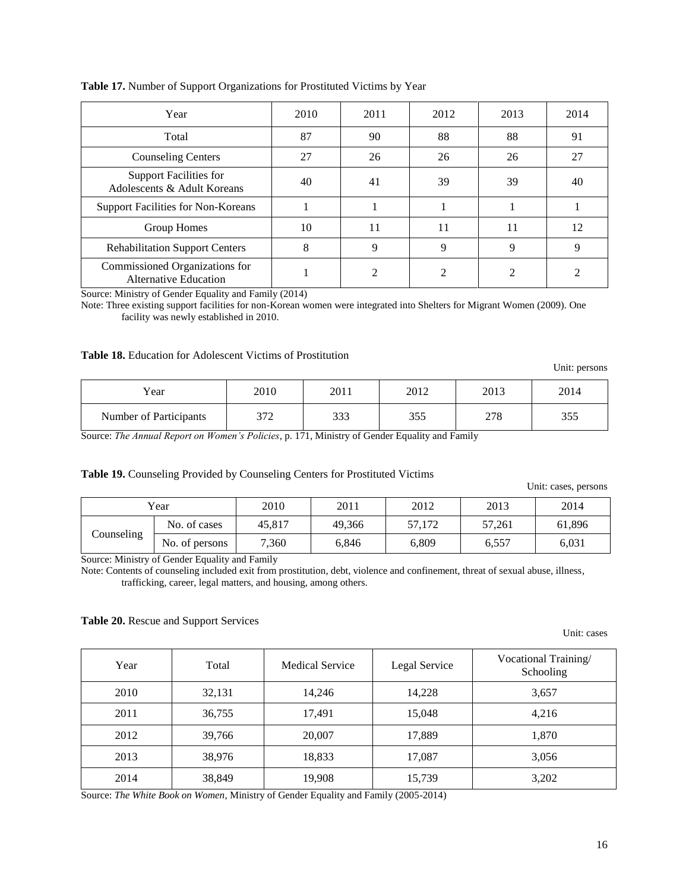**Table 17.** Number of Support Organizations for Prostituted Victims by Year

| Year | 2010 | 2011 | 2012 | 2013 | 2014 |
|---|---|---|---|---|---|
| Total | 87 | 90 | 88 | 88 | 91 |
| Counseling Centers | 27 | 26 | 26 | 26 | 27 |
| Support Facilities for Adolescents & Adult Koreans | 40 | 41 | 39 | 39 | 40 |
| Support Facilities for Non-Koreans | 1 | 1 | 1 | 1 | 1 |
| Group Homes | 10 | 11 | 11 | 11 | 12 |
| Rehabilitation Support Centers | 8 | 9 | 9 | 9 | 9 |
| Commissioned Organizations for Alternative Education | 1 | 2 | 2 | 2 | 2 |

Source: Ministry of Gender Equality and Family (2014)

Note: Three existing support facilities for non-Korean women were integrated into Shelters for Migrant Women (2009). One facility was newly established in 2010.

**Table 18.** Education for Adolescent Victims of Prostitution

Unit: persons

| Year | 2010 | 2011 | 2012 | 2013 | 2014 |
|---|---|---|---|---|---|
| Number of Participants | 372 | 333 | 355 | 278 | 355 |

Source: *The Annual Report on Women's Policies*, p. 171, Ministry of Gender Equality and Family

**Table 19.** Counseling Provided by Counseling Centers for Prostituted Victims

Unit: cases, persons

| Year | | 2010 | 2011 | 2012 | 2013 | 2014 |
|---|---|---|---|---|---|---|
| Counseling | No. of cases | 45,817 | 49,366 | 57,172 | 57,261 | 61,896 |
| | No. of persons | 7,360 | 6,846 | 6,809 | 6,557 | 6,031 |

Source: Ministry of Gender Equality and Family

Note: Contents of counseling included exit from prostitution, debt, violence and confinement, threat of sexual abuse, illness, trafficking, career, legal matters, and housing, among others.

**Table 20.** Rescue and Support Services

Unit: cases

| Year | Total | Medical Service | Legal Service | Vocational Training/ Schooling |
|---|---|---|---|---|
| 2010 | 32,131 | 14,246 | 14,228 | 3,657 |
| 2011 | 36,755 | 17,491 | 15,048 | 4,216 |
| 2012 | 39,766 | 20,007 | 17,889 | 1,870 |
| 2013 | 38,976 | 18,833 | 17,087 | 3,056 |
| 2014 | 38,849 | 19,908 | 15,739 | 3,202 |

Source: *The White Book on Women*, Ministry of Gender Equality and Family (2005-2014)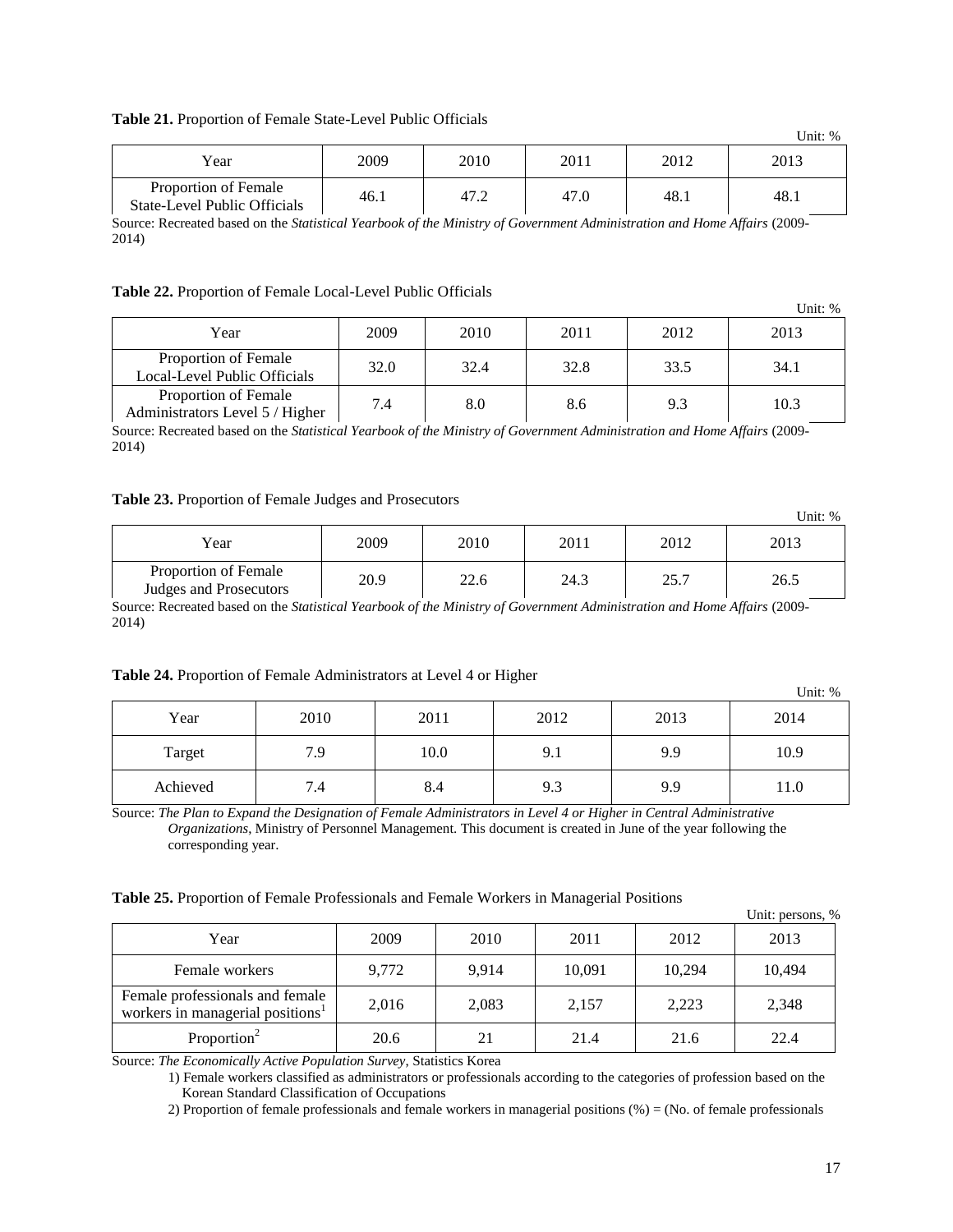**Table 21.** Proportion of Female State-Level Public Officials

Unit: %

| Year | 2009 | 2010 | 2011 | 2012 | 2013 |
|---|---|---|---|---|---|
| Proportion of Female State-Level Public Officials | 46.1 | 47.2 | 47.0 | 48.1 | 48.1 |

Source: Recreated based on the *Statistical Yearbook of the Ministry of Government Administration and Home Affairs* (2009-2014)

**Table 22.** Proportion of Female Local-Level Public Officials

Unit: %

| Year | 2009 | 2010 | 2011 | 2012 | 2013 |
|---|---|---|---|---|---|
| Proportion of Female Local-Level Public Officials | 32.0 | 32.4 | 32.8 | 33.5 | 34.1 |
| Proportion of Female Administrators Level 5 / Higher | 7.4 | 8.0 | 8.6 | 9.3 | 10.3 |

Source: Recreated based on the *Statistical Yearbook of the Ministry of Government Administration and Home Affairs* (2009-2014)

**Table 23.** Proportion of Female Judges and Prosecutors

Unit: %

| Year | 2009 | 2010 | 2011 | 2012 | 2013 |
|---|---|---|---|---|---|
| Proportion of Female Judges and Prosecutors | 20.9 | 22.6 | 24.3 | 25.7 | 26.5 |

Source: Recreated based on the *Statistical Yearbook of the Ministry of Government Administration and Home Affairs* (2009-2014)

**Table 24.** Proportion of Female Administrators at Level 4 or Higher

Unit: %

| Year | 2010 | 2011 | 2012 | 2013 | 2014 |
|---|---|---|---|---|---|
| Target | 7.9 | 10.0 | 9.1 | 9.9 | 10.9 |
| Achieved | 7.4 | 8.4 | 9.3 | 9.9 | 11.0 |

Source: *The Plan to Expand the Designation of Female Administrators in Level 4 or Higher in Central Administrative Organizations*, Ministry of Personnel Management. This document is created in June of the year following the corresponding year.

**Table 25.** Proportion of Female Professionals and Female Workers in Managerial Positions

Unit: persons, %

| Year | 2009 | 2010 | 2011 | 2012 | 2013 |
|---|---|---|---|---|---|
| Female workers | 9,772 | 9,914 | 10,091 | 10,294 | 10,494 |
| Female professionals and female workers in managerial positions[1] | 2,016 | 2,083 | 2,157 | 2,223 | 2,348 |
| Proportion[2] | 20.6 | 21 | 21.4 | 21.6 | 22.4 |

Source: *The Economically Active Population Survey*, Statistics Korea

1) Female workers classified as administrators or professionals according to the categories of profession based on the Korean Standard Classification of Occupations

2) Proportion of female professionals and female workers in managerial positions (%) = (No. of female professionals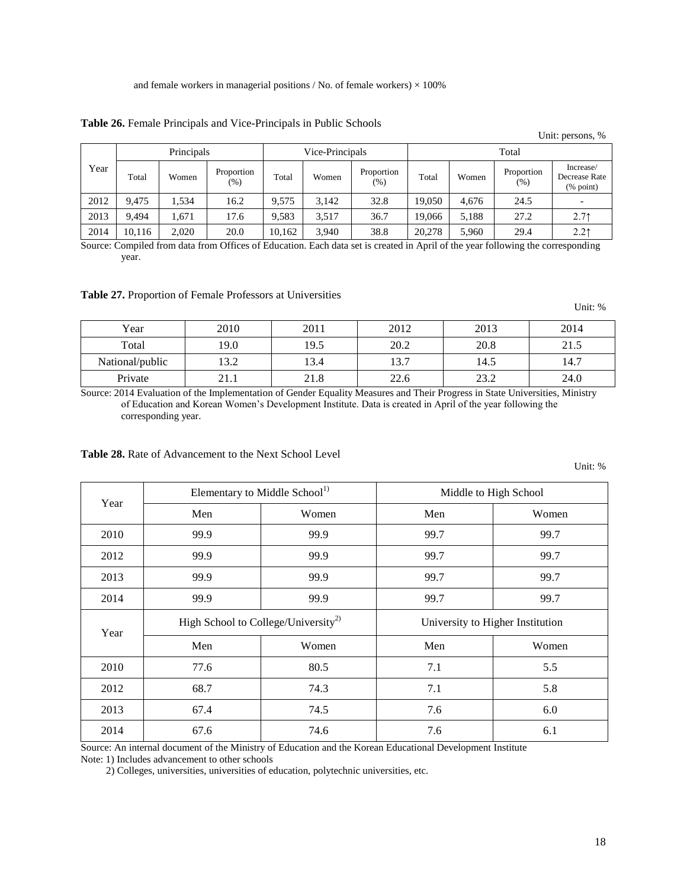and female workers in managerial positions / No. of female workers) × 100%

**Table 26.** Female Principals and Vice-Principals in Public Schools

Unit: persons, %

| Year | Principals | | | Vice-Principals | | | Total | | | |
|---|---|---|---|---|---|---|---|---|---|---|
| | Total | Women | Proportion (%) | Total | Women | Proportion (%) | Total | Women | Proportion (%) | Increase/ Decrease Rate (% point) |
| 2012 | 9,475 | 1,534 | 16.2 | 9,575 | 3,142 | 32.8 | 19,050 | 4,676 | 24.5 | - |
| 2013 | 9,494 | 1,671 | 17.6 | 9,583 | 3,517 | 36.7 | 19,066 | 5,188 | 27.2 | 2.7↑ |
| 2014 | 10,116 | 2,020 | 20.0 | 10,162 | 3,940 | 38.8 | 20,278 | 5,960 | 29.4 | 2.2↑ |

Source: Compiled from data from Offices of Education. Each data set is created in April of the year following the corresponding year.

**Table 27.** Proportion of Female Professors at Universities

Unit: %

| Year | 2010 | 2011 | 2012 | 2013 | 2014 |
|---|---|---|---|---|---|
| Total | 19.0 | 19.5 | 20.2 | 20.8 | 21.5 |
| National/public | 13.2 | 13.4 | 13.7 | 14.5 | 14.7 |
| Private | 21.1 | 21.8 | 22.6 | 23.2 | 24.0 |

Source: 2014 Evaluation of the Implementation of Gender Equality Measures and Their Progress in State Universities, Ministry of Education and Korean Women's Development Institute. Data is created in April of the year following the corresponding year.

**Table 28.** Rate of Advancement to the Next School Level

Unit: %

| Year | Elementary to Middle School[1] | | Middle to High School | |
|---|---|---|---|---|
| | Men | Women | Men | Women |
| 2010 | 99.9 | 99.9 | 99.7 | 99.7 |
| 2012 | 99.9 | 99.9 | 99.7 | 99.7 |
| 2013 | 99.9 | 99.9 | 99.7 | 99.7 |
| 2014 | 99.9 | 99.9 | 99.7 | 99.7 |
| **Year** | **High School to College/University[2]** | | **University to Higher Institution** | |
| | Men | Women | Men | Women |
| 2010 | 77.6 | 80.5 | 7.1 | 5.5 |
| 2012 | 68.7 | 74.3 | 7.1 | 5.8 |
| 2013 | 67.4 | 74.5 | 7.6 | 6.0 |
| 2014 | 67.6 | 74.6 | 7.6 | 6.1 |

Source: An internal document of the Ministry of Education and the Korean Educational Development Institute

Note: 1) Includes advancement to other schools

2) Colleges, universities, universities of education, polytechnic universities, etc.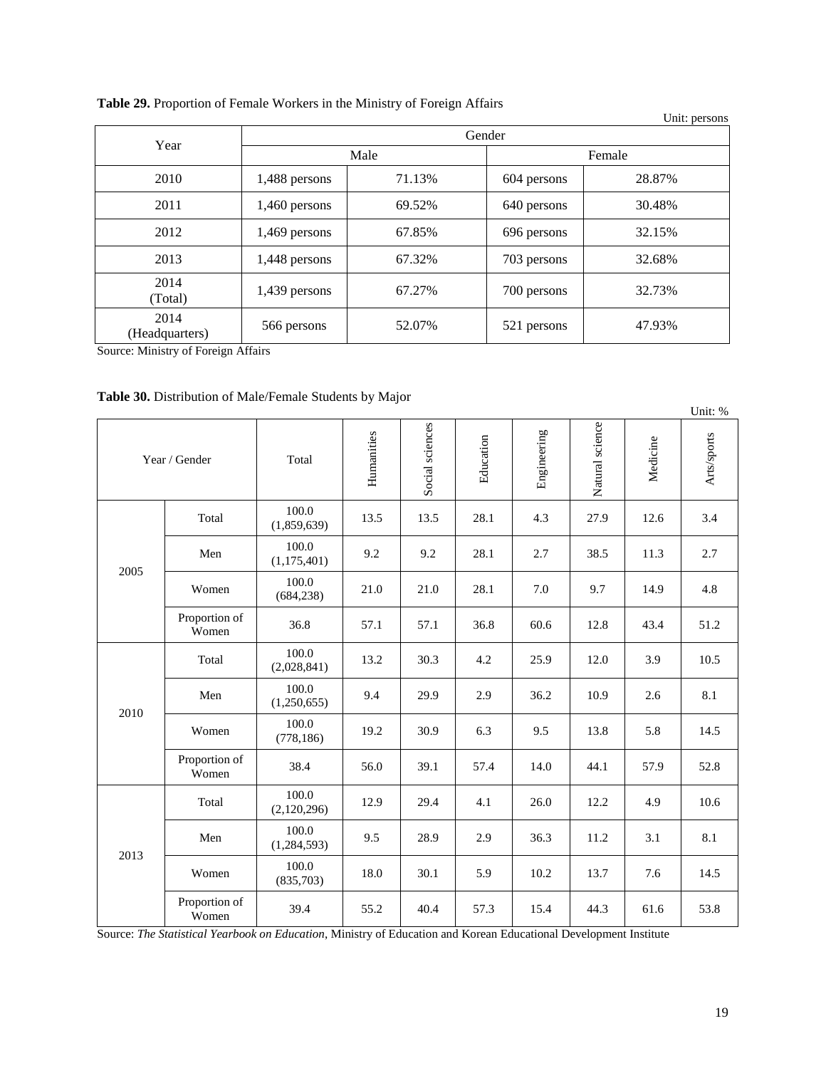**Table 29.** Proportion of Female Workers in the Ministry of Foreign Affairs

Unit: persons

| Year | Gender | | | |
|---|---|---|---|---|
| | Male | | Female | |
| 2010 | 1,488 persons | 71.13% | 604 persons | 28.87% |
| 2011 | 1,460 persons | 69.52% | 640 persons | 30.48% |
| 2012 | 1,469 persons | 67.85% | 696 persons | 32.15% |
| 2013 | 1,448 persons | 67.32% | 703 persons | 32.68% |
| 2014 (Total) | 1,439 persons | 67.27% | 700 persons | 32.73% |
| 2014 (Headquarters) | 566 persons | 52.07% | 521 persons | 47.93% |

Source: Ministry of Foreign Affairs

**Table 30.** Distribution of Male/Female Students by Major

Unit: %

| Year / Gender | | Total | Humanities | Social sciences | Education | Engineering | Natural science | Medicine | Arts/sports |
|---|---|---|---|---|---|---|---|---|---|
| 2005 | Total | 100.0 (1,859,639) | 13.5 | 13.5 | 28.1 | 4.3 | 27.9 | 12.6 | 3.4 |
| | Men | 100.0 (1,175,401) | 9.2 | 9.2 | 28.1 | 2.7 | 38.5 | 11.3 | 2.7 |
| | Women | 100.0 (684,238) | 21.0 | 21.0 | 28.1 | 7.0 | 9.7 | 14.9 | 4.8 |
| | Proportion of Women | 36.8 | 57.1 | 57.1 | 36.8 | 60.6 | 12.8 | 43.4 | 51.2 |
| 2010 | Total | 100.0 (2,028,841) | 13.2 | 30.3 | 4.2 | 25.9 | 12.0 | 3.9 | 10.5 |
| | Men | 100.0 (1,250,655) | 9.4 | 29.9 | 2.9 | 36.2 | 10.9 | 2.6 | 8.1 |
| | Women | 100.0 (778,186) | 19.2 | 30.9 | 6.3 | 9.5 | 13.8 | 5.8 | 14.5 |
| | Proportion of Women | 38.4 | 56.0 | 39.1 | 57.4 | 14.0 | 44.1 | 57.9 | 52.8 |
| 2013 | Total | 100.0 (2,120,296) | 12.9 | 29.4 | 4.1 | 26.0 | 12.2 | 4.9 | 10.6 |
| | Men | 100.0 (1,284,593) | 9.5 | 28.9 | 2.9 | 36.3 | 11.2 | 3.1 | 8.1 |
| | Women | 100.0 (835,703) | 18.0 | 30.1 | 5.9 | 10.2 | 13.7 | 7.6 | 14.5 |
| | Proportion of Women | 39.4 | 55.2 | 40.4 | 57.3 | 15.4 | 44.3 | 61.6 | 53.8 |

Source: *The Statistical Yearbook on Education*, Ministry of Education and Korean Educational Development Institute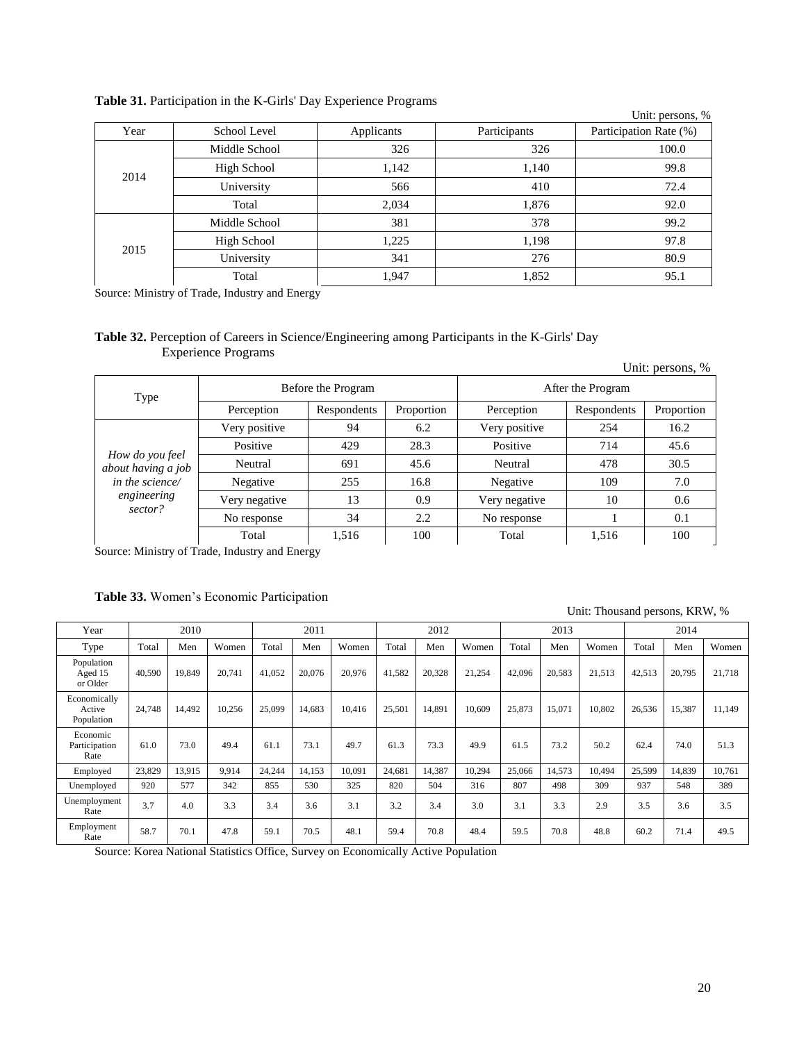**Table 31.** Participation in the K-Girls' Day Experience Programs

Unit: persons, %

| Year | School Level | Applicants | Participants | Participation Rate (%) |
|---|---|---|---|---|
| 2014 | Middle School | 326 | 326 | 100.0 |
| | High School | 1,142 | 1,140 | 99.8 |
| | University | 566 | 410 | 72.4 |
| | Total | 2,034 | 1,876 | 92.0 |
| 2015 | Middle School | 381 | 378 | 99.2 |
| | High School | 1,225 | 1,198 | 97.8 |
| | University | 341 | 276 | 80.9 |
| | Total | 1,947 | 1,852 | 95.1 |

Source: Ministry of Trade, Industry and Energy

**Table 32.** Perception of Careers in Science/Engineering among Participants in the K-Girls' Day Experience Programs

Unit: persons, %

| Type | Before the Program | | | After the Program | | |
|---|---|---|---|---|---|---|
| | Perception | Respondents | Proportion | Perception | Respondents | Proportion |
| *How do you feel about having a job in the science/ engineering sector?* | Very positive | 94 | 6.2 | Very positive | 254 | 16.2 |
| | Positive | 429 | 28.3 | Positive | 714 | 45.6 |
| | Neutral | 691 | 45.6 | Neutral | 478 | 30.5 |
| | Negative | 255 | 16.8 | Negative | 109 | 7.0 |
| | Very negative | 13 | 0.9 | Very negative | 10 | 0.6 |
| | No response | 34 | 2.2 | No response | 1 | 0.1 |
| | Total | 1,516 | 100 | Total | 1,516 | 100 |

Source: Ministry of Trade, Industry and Energy

**Table 33.** Women's Economic Participation

Unit: Thousand persons, KRW, %

| Year | 2010 | | | 2011 | | | 2012 | | | 2013 | | | 2014 | | |
|---|---|---|---|---|---|---|---|---|---|---|---|---|---|---|---|
| Type | Total | Men | Women | Total | Men | Women | Total | Men | Women | Total | Men | Women | Total | Men | Women |
| Population Aged 15 or Older | 40,590 | 19,849 | 20,741 | 41,052 | 20,076 | 20,976 | 41,582 | 20,328 | 21,254 | 42,096 | 20,583 | 21,513 | 42,513 | 20,795 | 21,718 |
| Economically Active Population | 24,748 | 14,492 | 10,256 | 25,099 | 14,683 | 10,416 | 25,501 | 14,891 | 10,609 | 25,873 | 15,071 | 10,802 | 26,536 | 15,387 | 11,149 |
| Economic Participation Rate | 61.0 | 73.0 | 49.4 | 61.1 | 73.1 | 49.7 | 61.3 | 73.3 | 49.9 | 61.5 | 73.2 | 50.2 | 62.4 | 74.0 | 51.3 |
| Employed | 23,829 | 13,915 | 9,914 | 24,244 | 14,153 | 10,091 | 24,681 | 14,387 | 10,294 | 25,066 | 14,573 | 10,494 | 25,599 | 14,839 | 10,761 |
| Unemployed | 920 | 577 | 342 | 855 | 530 | 325 | 820 | 504 | 316 | 807 | 498 | 309 | 937 | 548 | 389 |
| Unemployment Rate | 3.7 | 4.0 | 3.3 | 3.4 | 3.6 | 3.1 | 3.2 | 3.4 | 3.0 | 3.1 | 3.3 | 2.9 | 3.5 | 3.6 | 3.5 |
| Employment Rate | 58.7 | 70.1 | 47.8 | 59.1 | 70.5 | 48.1 | 59.4 | 70.8 | 48.4 | 59.5 | 70.8 | 48.8 | 60.2 | 71.4 | 49.5 |

Source: Korea National Statistics Office, Survey on Economically Active Population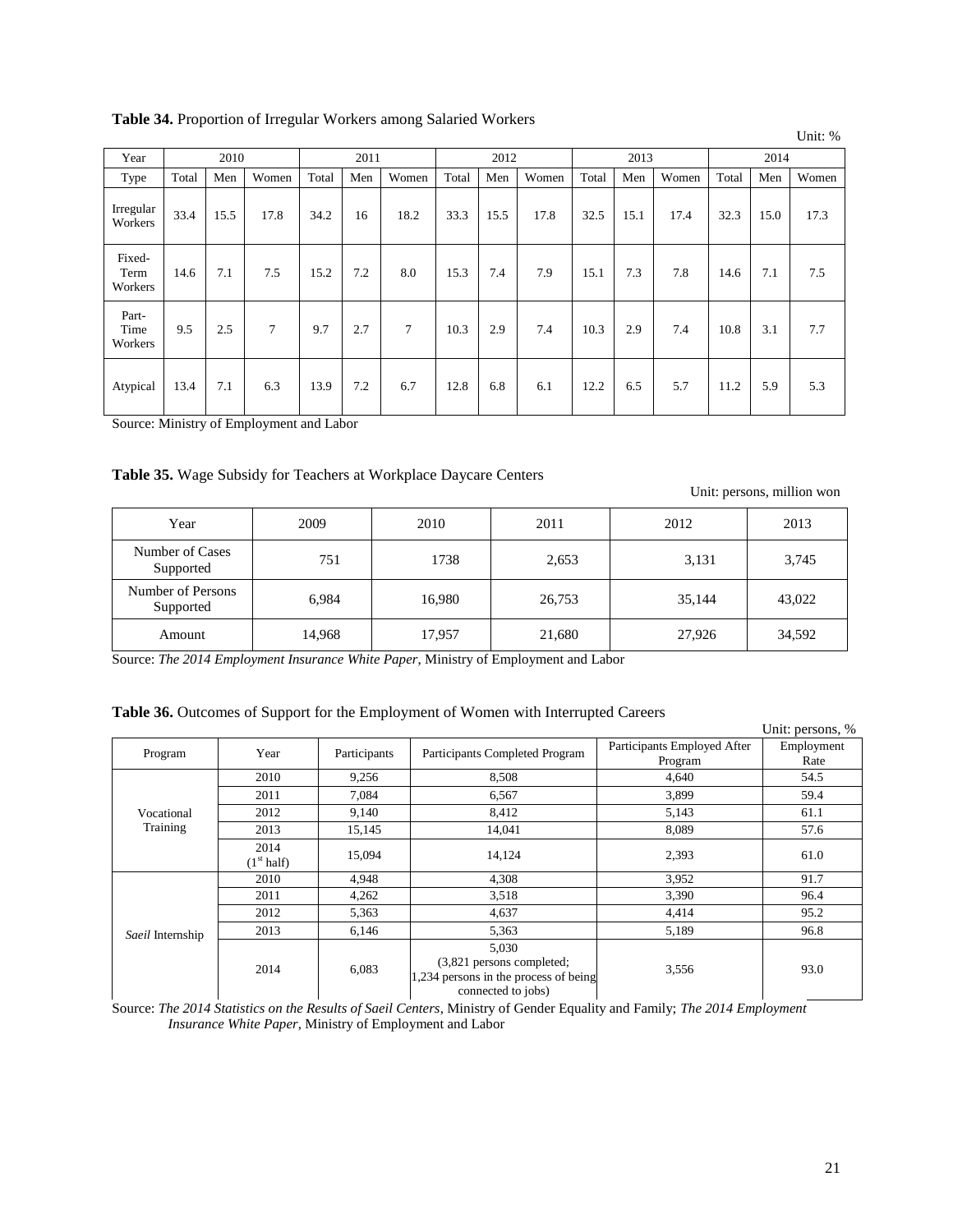**Table 34.** Proportion of Irregular Workers among Salaried Workers

Unit: %

| Year | 2010 | | | 2011 | | | 2012 | | | 2013 | | | 2014 | | |
|---|---|---|---|---|---|---|---|---|---|---|---|---|---|---|---|
| Type | Total | Men | Women | Total | Men | Women | Total | Men | Women | Total | Men | Women | Total | Men | Women |
| Irregular Workers | 33.4 | 15.5 | 17.8 | 34.2 | 16 | 18.2 | 33.3 | 15.5 | 17.8 | 32.5 | 15.1 | 17.4 | 32.3 | 15.0 | 17.3 |
| Fixed-Term Workers | 14.6 | 7.1 | 7.5 | 15.2 | 7.2 | 8.0 | 15.3 | 7.4 | 7.9 | 15.1 | 7.3 | 7.8 | 14.6 | 7.1 | 7.5 |
| Part-Time Workers | 9.5 | 2.5 | 7 | 9.7 | 2.7 | 7 | 10.3 | 2.9 | 7.4 | 10.3 | 2.9 | 7.4 | 10.8 | 3.1 | 7.7 |
| Atypical | 13.4 | 7.1 | 6.3 | 13.9 | 7.2 | 6.7 | 12.8 | 6.8 | 6.1 | 12.2 | 6.5 | 5.7 | 11.2 | 5.9 | 5.3 |

Source: Ministry of Employment and Labor

**Table 35.** Wage Subsidy for Teachers at Workplace Daycare Centers

Unit: persons, million won

| Year | 2009 | 2010 | 2011 | 2012 | 2013 |
|---|---|---|---|---|---|
| Number of Cases Supported | 751 | 1738 | 2,653 | 3,131 | 3,745 |
| Number of Persons Supported | 6,984 | 16,980 | 26,753 | 35,144 | 43,022 |
| Amount | 14,968 | 17,957 | 21,680 | 27,926 | 34,592 |

Source: *The 2014 Employment Insurance White Paper*, Ministry of Employment and Labor

**Table 36.** Outcomes of Support for the Employment of Women with Interrupted Careers

Unit: persons, %

| Program | Year | Participants | Participants Completed Program | Participants Employed After Program | Employment Rate |
|---|---|---|---|---|---|
| Vocational Training | 2010 | 9,256 | 8,508 | 4,640 | 54.5 |
| | 2011 | 7,084 | 6,567 | 3,899 | 59.4 |
| | 2012 | 9,140 | 8,412 | 5,143 | 61.1 |
| | 2013 | 15,145 | 14,041 | 8,089 | 57.6 |
| | 2014 (1st half) | 15,094 | 14,124 | 2,393 | 61.0 |
| *Saeil* Internship | 2010 | 4,948 | 4,308 | 3,952 | 91.7 |
| | 2011 | 4,262 | 3,518 | 3,390 | 96.4 |
| | 2012 | 5,363 | 4,637 | 4,414 | 95.2 |
| | 2013 | 6,146 | 5,363 | 5,189 | 96.8 |
| | 2014 | 6,083 | 5,030 (3,821 persons completed; 1,234 persons in the process of being connected to jobs) | 3,556 | 93.0 |

Source: *The 2014 Statistics on the Results of Saeil Centers*, Ministry of Gender Equality and Family; *The 2014 Employment Insurance White Paper*, Ministry of Employment and Labor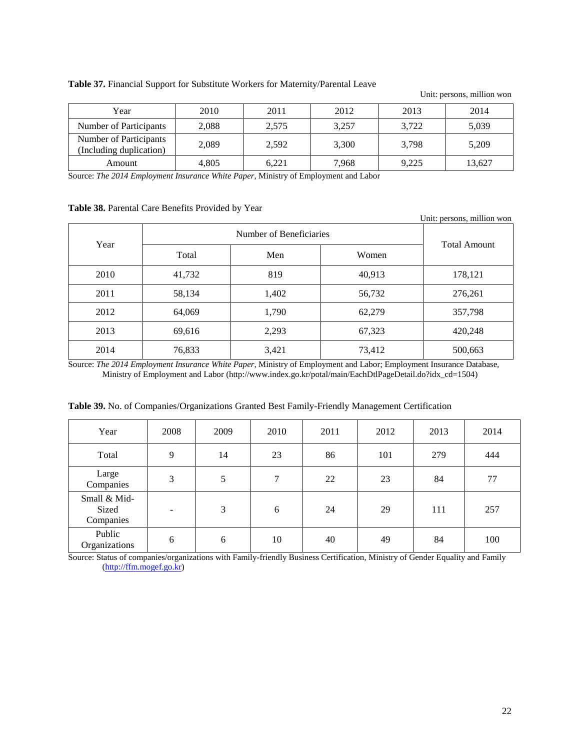**Table 37.** Financial Support for Substitute Workers for Maternity/Parental Leave

Unit: persons, million won

| Year | 2010 | 2011 | 2012 | 2013 | 2014 |
|---|---|---|---|---|---|
| Number of Participants | 2,088 | 2,575 | 3,257 | 3,722 | 5,039 |
| Number of Participants (Including duplication) | 2,089 | 2,592 | 3,300 | 3,798 | 5,209 |
| Amount | 4,805 | 6,221 | 7,968 | 9,225 | 13,627 |

Source: *The 2014 Employment Insurance White Paper*, Ministry of Employment and Labor

**Table 38.** Parental Care Benefits Provided by Year

Unit: persons, million won

| Year | Number of Beneficiaries | | | Total Amount |
|---|---|---|---|---|
| | Total | Men | Women | |
| 2010 | 41,732 | 819 | 40,913 | 178,121 |
| 2011 | 58,134 | 1,402 | 56,732 | 276,261 |
| 2012 | 64,069 | 1,790 | 62,279 | 357,798 |
| 2013 | 69,616 | 2,293 | 67,323 | 420,248 |
| 2014 | 76,833 | 3,421 | 73,412 | 500,663 |

Source: *The 2014 Employment Insurance White Paper*, Ministry of Employment and Labor; Employment Insurance Database, Ministry of Employment and Labor (http://www.index.go.kr/potal/main/EachDtlPageDetail.do?idx_cd=1504)

**Table 39.** No. of Companies/Organizations Granted Best Family-Friendly Management Certification

| Year | 2008 | 2009 | 2010 | 2011 | 2012 | 2013 | 2014 |
|---|---|---|---|---|---|---|---|
| Total | 9 | 14 | 23 | 86 | 101 | 279 | 444 |
| Large Companies | 3 | 5 | 7 | 22 | 23 | 84 | 77 |
| Small & Mid-Sized Companies | - | 3 | 6 | 24 | 29 | 111 | 257 |
| Public Organizations | 6 | 6 | 10 | 40 | 49 | 84 | 100 |

Source: Status of companies/organizations with Family-friendly Business Certification, Ministry of Gender Equality and Family (http://ffm.mogef.go.kr)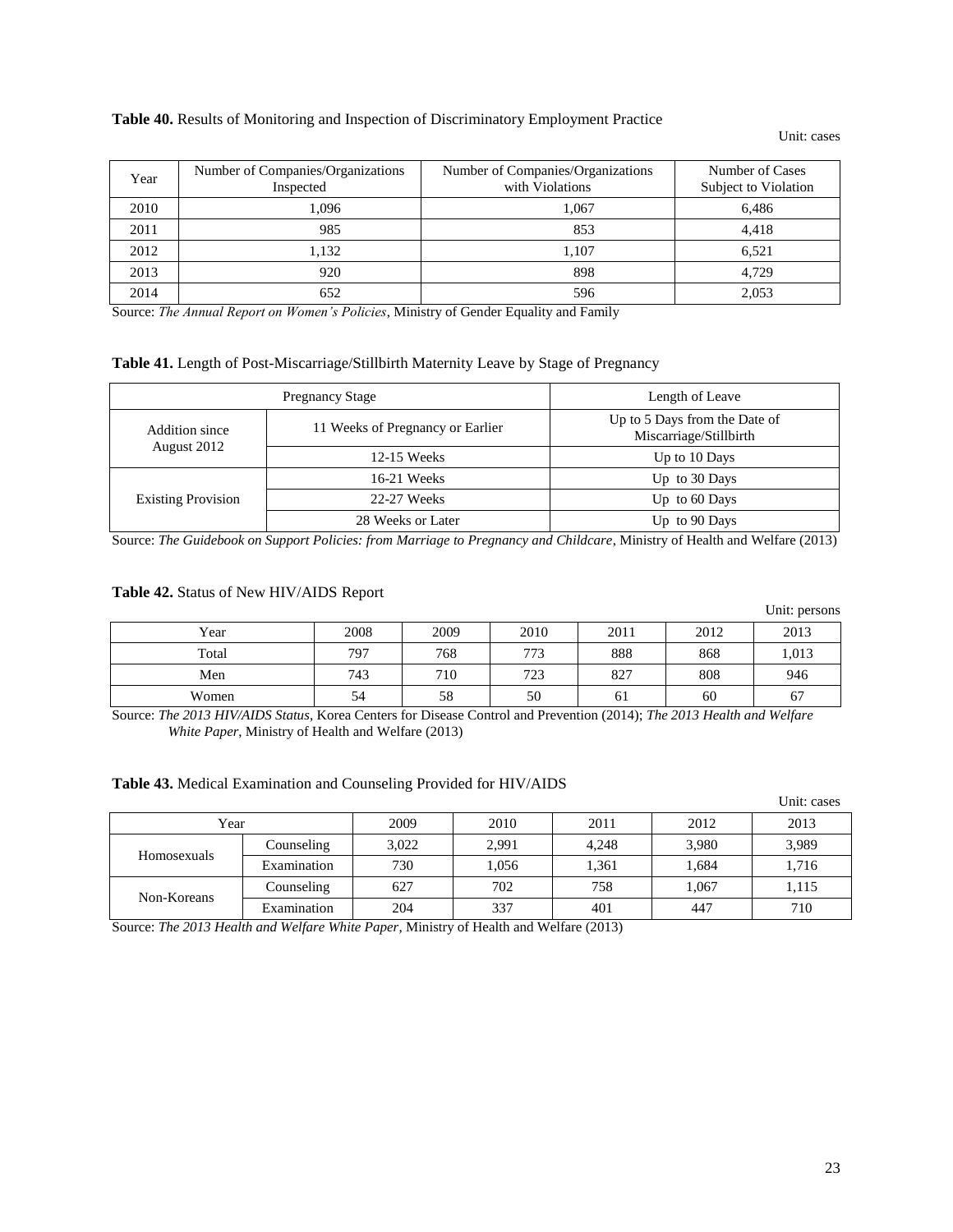**Table 40.** Results of Monitoring and Inspection of Discriminatory Employment Practice

Unit: cases

| Year | Number of Companies/Organizations Inspected | Number of Companies/Organizations with Violations | Number of Cases Subject to Violation |
|---|---|---|---|
| 2010 | 1,096 | 1,067 | 6,486 |
| 2011 | 985 | 853 | 4,418 |
| 2012 | 1,132 | 1,107 | 6,521 |
| 2013 | 920 | 898 | 4,729 |
| 2014 | 652 | 596 | 2,053 |

Source: *The Annual Report on Women's Policies*, Ministry of Gender Equality and Family

**Table 41.** Length of Post-Miscarriage/Stillbirth Maternity Leave by Stage of Pregnancy

| Pregnancy Stage | | Length of Leave |
|---|---|---|
| Addition since August 2012 | 11 Weeks of Pregnancy or Earlier | Up to 5 Days from the Date of Miscarriage/Stillbirth |
| | 12-15 Weeks | Up to 10 Days |
| Existing Provision | 16-21 Weeks | Up to 30 Days |
| | 22-27 Weeks | Up to 60 Days |
| | 28 Weeks or Later | Up to 90 Days |

Source: *The Guidebook on Support Policies: from Marriage to Pregnancy and Childcare*, Ministry of Health and Welfare (2013)

**Table 42.** Status of New HIV/AIDS Report

Unit: persons

| Year | 2008 | 2009 | 2010 | 2011 | 2012 | 2013 |
|---|---|---|---|---|---|---|
| Total | 797 | 768 | 773 | 888 | 868 | 1,013 |
| Men | 743 | 710 | 723 | 827 | 808 | 946 |
| Women | 54 | 58 | 50 | 61 | 60 | 67 |

Source: *The 2013 HIV/AIDS Status*, Korea Centers for Disease Control and Prevention (2014); *The 2013 Health and Welfare White Paper*, Ministry of Health and Welfare (2013)

**Table 43.** Medical Examination and Counseling Provided for HIV/AIDS

Unit: cases

| Year | | 2009 | 2010 | 2011 | 2012 | 2013 |
|---|---|---|---|---|---|---|
| Homosexuals | Counseling | 3,022 | 2,991 | 4,248 | 3,980 | 3,989 |
| | Examination | 730 | 1,056 | 1,361 | 1,684 | 1,716 |
| Non-Koreans | Counseling | 627 | 702 | 758 | 1,067 | 1,115 |
| | Examination | 204 | 337 | 401 | 447 | 710 |

Source: *The 2013 Health and Welfare White Paper*, Ministry of Health and Welfare (2013)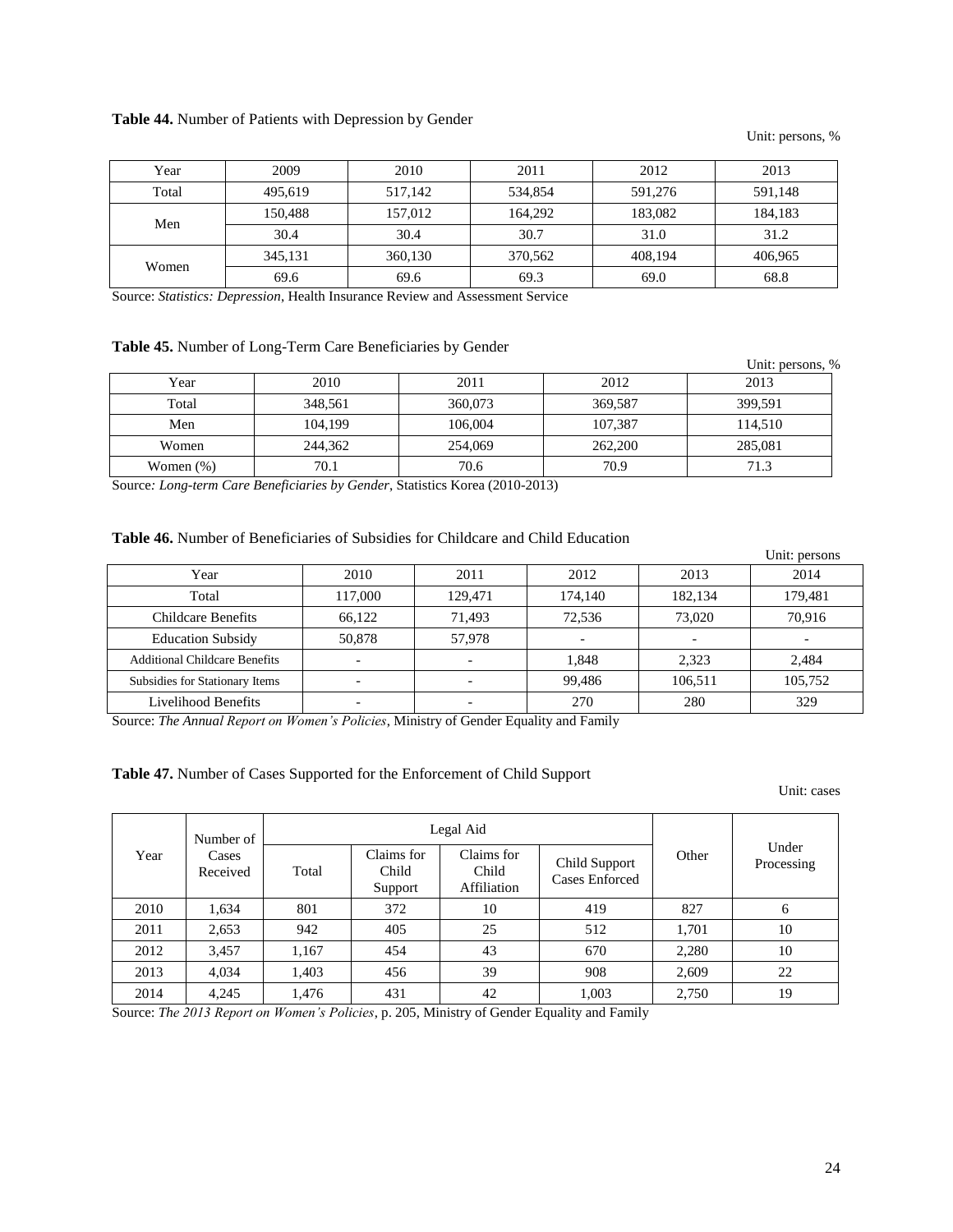**Table 44.** Number of Patients with Depression by Gender

Unit: persons, %

| Year | | 2009 | 2010 | 2011 | 2012 | 2013 |
|---|---|---|---|---|---|---|
| Total | | 495,619 | 517,142 | 534,854 | 591,276 | 591,148 |
| Men | | 150,488 | 157,012 | 164,292 | 183,082 | 184,183 |
| | | 30.4 | 30.4 | 30.7 | 31.0 | 31.2 |
| Women | | 345,131 | 360,130 | 370,562 | 408,194 | 406,965 |
| | | 69.6 | 69.6 | 69.3 | 69.0 | 68.8 |

Source: *Statistics: Depression*, Health Insurance Review and Assessment Service

**Table 45.** Number of Long-Term Care Beneficiaries by Gender

Unit: persons, %

| Year | 2010 | 2011 | 2012 | 2013 |
|---|---|---|---|---|
| Total | 348,561 | 360,073 | 369,587 | 399,591 |
| Men | 104,199 | 106,004 | 107,387 | 114,510 |
| Women | 244,362 | 254,069 | 262,200 | 285,081 |
| Women (%) | 70.1 | 70.6 | 70.9 | 71.3 |

Source*: Long-term Care Beneficiaries by Gender*, Statistics Korea (2010-2013)

**Table 46.** Number of Beneficiaries of Subsidies for Childcare and Child Education

Unit: persons

| Year | 2010 | 2011 | 2012 | 2013 | 2014 |
|---|---|---|---|---|---|
| Total | 117,000 | 129,471 | 174,140 | 182,134 | 179,481 |
| Childcare Benefits | 66,122 | 71,493 | 72,536 | 73,020 | 70,916 |
| Education Subsidy | 50,878 | 57,978 | - | - | - |
| Additional Childcare Benefits | - | - | 1,848 | 2,323 | 2,484 |
| Subsidies for Stationary Items | - | - | 99,486 | 106,511 | 105,752 |
| Livelihood Benefits | - | - | 270 | 280 | 329 |

Source: *The Annual Report on Women's Policies*, Ministry of Gender Equality and Family

**Table 47.** Number of Cases Supported for the Enforcement of Child Support

Unit: cases

| Year | Number of Cases Received | Legal Aid | | | | Other | Under Processing |
|---|---|---|---|---|---|---|---|
| | | Total | Claims for Child Support | Claims for Child Affiliation | Child Support Cases Enforced | | |
| 2010 | 1,634 | 801 | 372 | 10 | 419 | 827 | 6 |
| 2011 | 2,653 | 942 | 405 | 25 | 512 | 1,701 | 10 |
| 2012 | 3,457 | 1,167 | 454 | 43 | 670 | 2,280 | 10 |
| 2013 | 4,034 | 1,403 | 456 | 39 | 908 | 2,609 | 22 |
| 2014 | 4,245 | 1,476 | 431 | 42 | 1,003 | 2,750 | 19 |

Source: *The 2013 Report on Women's Policies*, p. 205, Ministry of Gender Equality and Family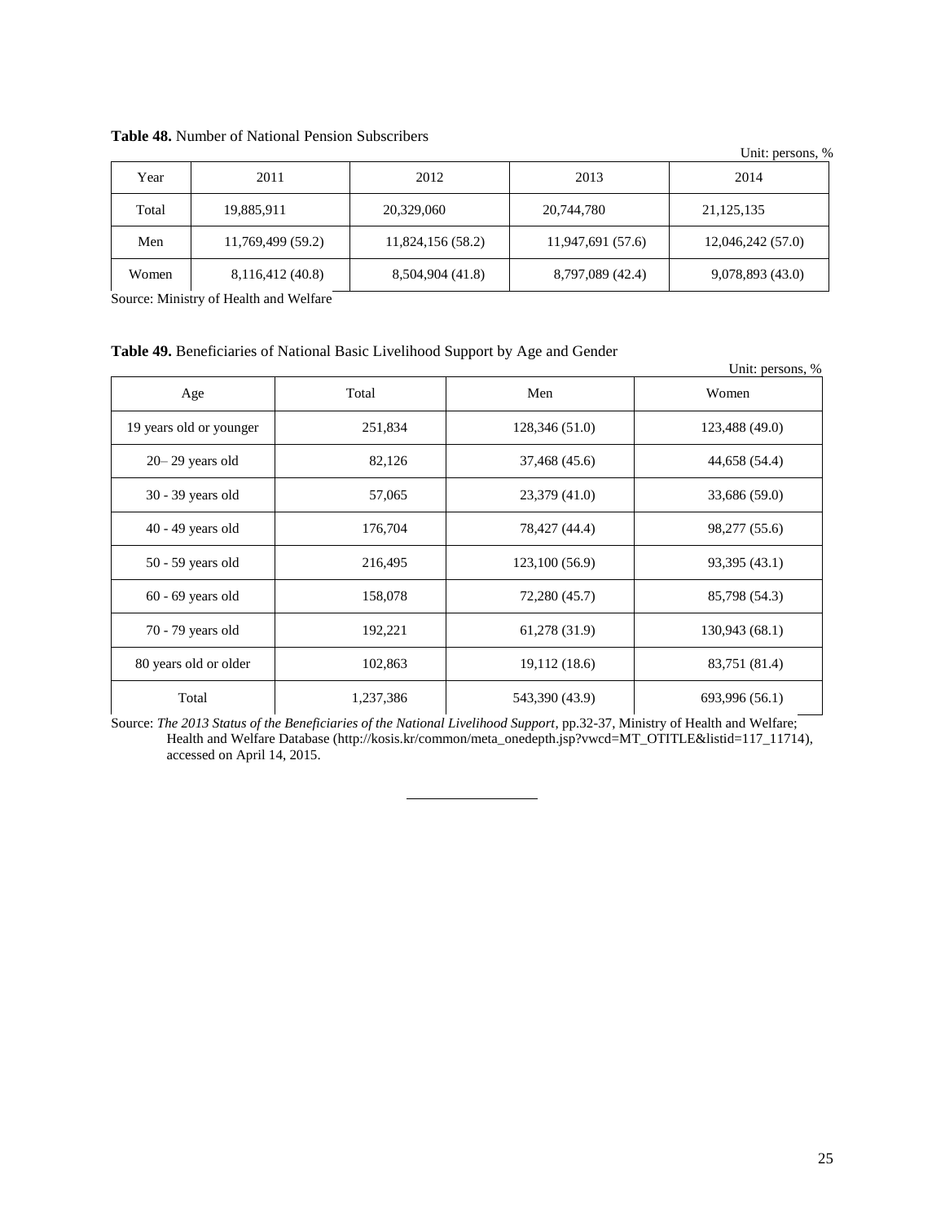**Table 48.** Number of National Pension Subscribers

Unit: persons, %

| Year | 2011 | 2012 | 2013 | 2014 |
|---|---|---|---|---|
| Total | 19,885,911 | 20,329,060 | 20,744,780 | 21,125,135 |
| Men | 11,769,499 (59.2) | 11,824,156 (58.2) | 11,947,691 (57.6) | 12,046,242 (57.0) |
| Women | 8,116,412 (40.8) | 8,504,904 (41.8) | 8,797,089 (42.4) | 9,078,893 (43.0) |

Source: Ministry of Health and Welfare

**Table 49.** Beneficiaries of National Basic Livelihood Support by Age and Gender

Unit: persons, %

| Age | Total | Men | Women |
|---|---|---|---|
| 19 years old or younger | 251,834 | 128,346 (51.0) | 123,488 (49.0) |
| 20– 29 years old | 82,126 | 37,468 (45.6) | 44,658 (54.4) |
| 30 - 39 years old | 57,065 | 23,379 (41.0) | 33,686 (59.0) |
| 40 - 49 years old | 176,704 | 78,427 (44.4) | 98,277 (55.6) |
| 50 - 59 years old | 216,495 | 123,100 (56.9) | 93,395 (43.1) |
| 60 - 69 years old | 158,078 | 72,280 (45.7) | 85,798 (54.3) |
| 70 - 79 years old | 192,221 | 61,278 (31.9) | 130,943 (68.1) |
| 80 years old or older | 102,863 | 19,112 (18.6) | 83,751 (81.4) |
| Total | 1,237,386 | 543,390 (43.9) | 693,996 (56.1) |

Source: *The 2013 Status of the Beneficiaries of the National Livelihood Support*, pp.32-37, Ministry of Health and Welfare; Health and Welfare Database (http://kosis.kr/common/meta_onedepth.jsp?vwcd=MT_OTITLE&listid=117_11714), accessed on April 14, 2015.